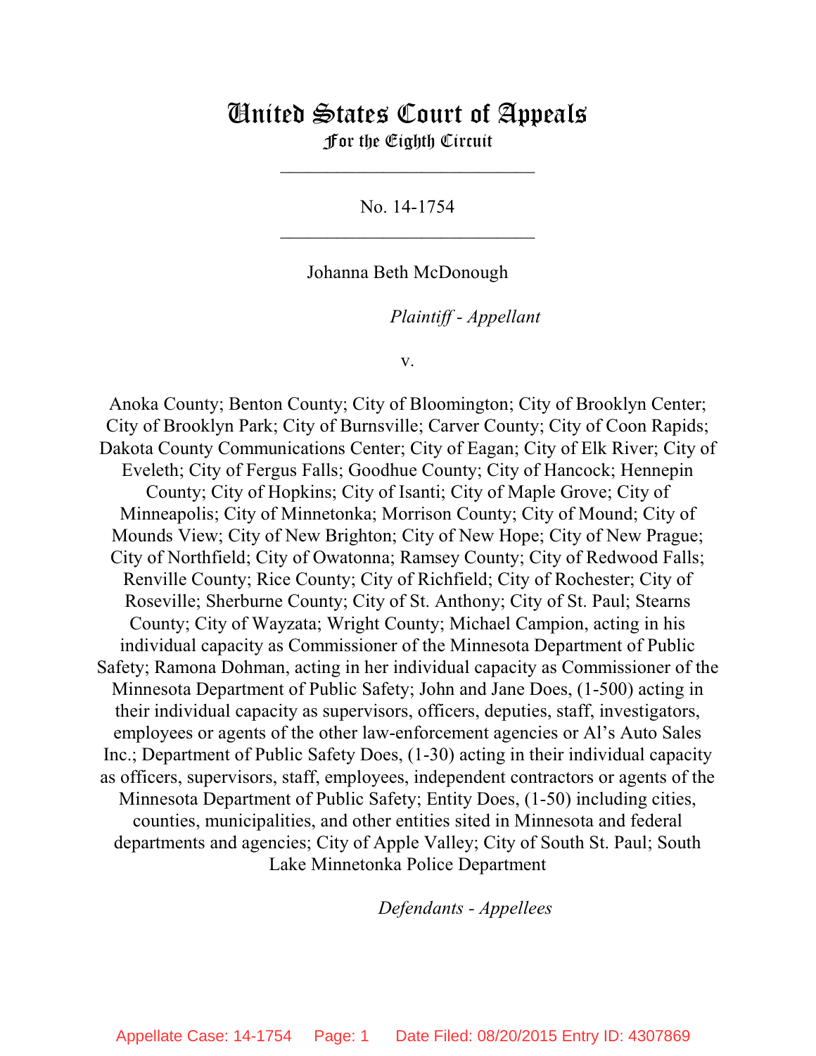# United States Court of Appeals
## For the Eighth Circuit

\_\_\_\_\_\_\_\_\_\_\_\_\_\_\_\_\_\_\_\_\_\_\_\_\_\_\_

No. 14-1754

\_\_\_\_\_\_\_\_\_\_\_\_\_\_\_\_\_\_\_\_\_\_\_\_\_\_\_

Johanna Beth McDonough

*Plaintiff - Appellant*

v.

Anoka County; Benton County; City of Bloomington; City of Brooklyn Center; City of Brooklyn Park; City of Burnsville; Carver County; City of Coon Rapids; Dakota County Communications Center; City of Eagan; City of Elk River; City of Eveleth; City of Fergus Falls; Goodhue County; City of Hancock; Hennepin County; City of Hopkins; City of Isanti; City of Maple Grove; City of Minneapolis; City of Minnetonka; Morrison County; City of Mound; City of Mounds View; City of New Brighton; City of New Hope; City of New Prague; City of Northfield; City of Owatonna; Ramsey County; City of Redwood Falls; Renville County; Rice County; City of Richfield; City of Rochester; City of Roseville; Sherburne County; City of St. Anthony; City of St. Paul; Stearns County; City of Wayzata; Wright County; Michael Campion, acting in his individual capacity as Commissioner of the Minnesota Department of Public Safety; Ramona Dohman, acting in her individual capacity as Commissioner of the Minnesota Department of Public Safety; John and Jane Does, (1-500) acting in their individual capacity as supervisors, officers, deputies, staff, investigators, employees or agents of the other law-enforcement agencies or Al's Auto Sales Inc.; Department of Public Safety Does, (1-30) acting in their individual capacity as officers, supervisors, staff, employees, independent contractors or agents of the Minnesota Department of Public Safety; Entity Does, (1-50) including cities, counties, municipalities, and other entities sited in Minnesota and federal departments and agencies; City of Apple Valley; City of South St. Paul; South Lake Minnetonka Police Department

*Defendants - Appellees*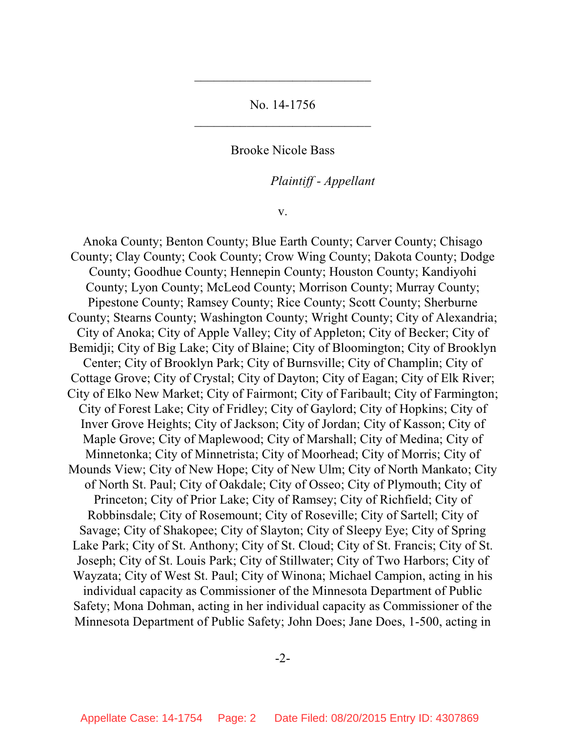---

No. 14-1756

---

Brooke Nicole Bass

*Plaintiff - Appellant*

v.

Anoka County; Benton County; Blue Earth County; Carver County; Chisago County; Clay County; Cook County; Crow Wing County; Dakota County; Dodge County; Goodhue County; Hennepin County; Houston County; Kandiyohi County; Lyon County; McLeod County; Morrison County; Murray County; Pipestone County; Ramsey County; Rice County; Scott County; Sherburne County; Stearns County; Washington County; Wright County; City of Alexandria; City of Anoka; City of Apple Valley; City of Appleton; City of Becker; City of Bemidji; City of Big Lake; City of Blaine; City of Bloomington; City of Brooklyn Center; City of Brooklyn Park; City of Burnsville; City of Champlin; City of Cottage Grove; City of Crystal; City of Dayton; City of Eagan; City of Elk River; City of Elko New Market; City of Fairmont; City of Faribault; City of Farmington; City of Forest Lake; City of Fridley; City of Gaylord; City of Hopkins; City of Inver Grove Heights; City of Jackson; City of Jordan; City of Kasson; City of Maple Grove; City of Maplewood; City of Marshall; City of Medina; City of Minnetonka; City of Minnetrista; City of Moorhead; City of Morris; City of Mounds View; City of New Hope; City of New Ulm; City of North Mankato; City of North St. Paul; City of Oakdale; City of Osseo; City of Plymouth; City of Princeton; City of Prior Lake; City of Ramsey; City of Richfield; City of Robbinsdale; City of Rosemount; City of Roseville; City of Sartell; City of Savage; City of Shakopee; City of Slayton; City of Sleepy Eye; City of Spring Lake Park; City of St. Anthony; City of St. Cloud; City of St. Francis; City of St. Joseph; City of St. Louis Park; City of Stillwater; City of Two Harbors; City of Wayzata; City of West St. Paul; City of Winona; Michael Campion, acting in his individual capacity as Commissioner of the Minnesota Department of Public Safety; Mona Dohman, acting in her individual capacity as Commissioner of the Minnesota Department of Public Safety; John Does; Jane Does, 1-500, acting in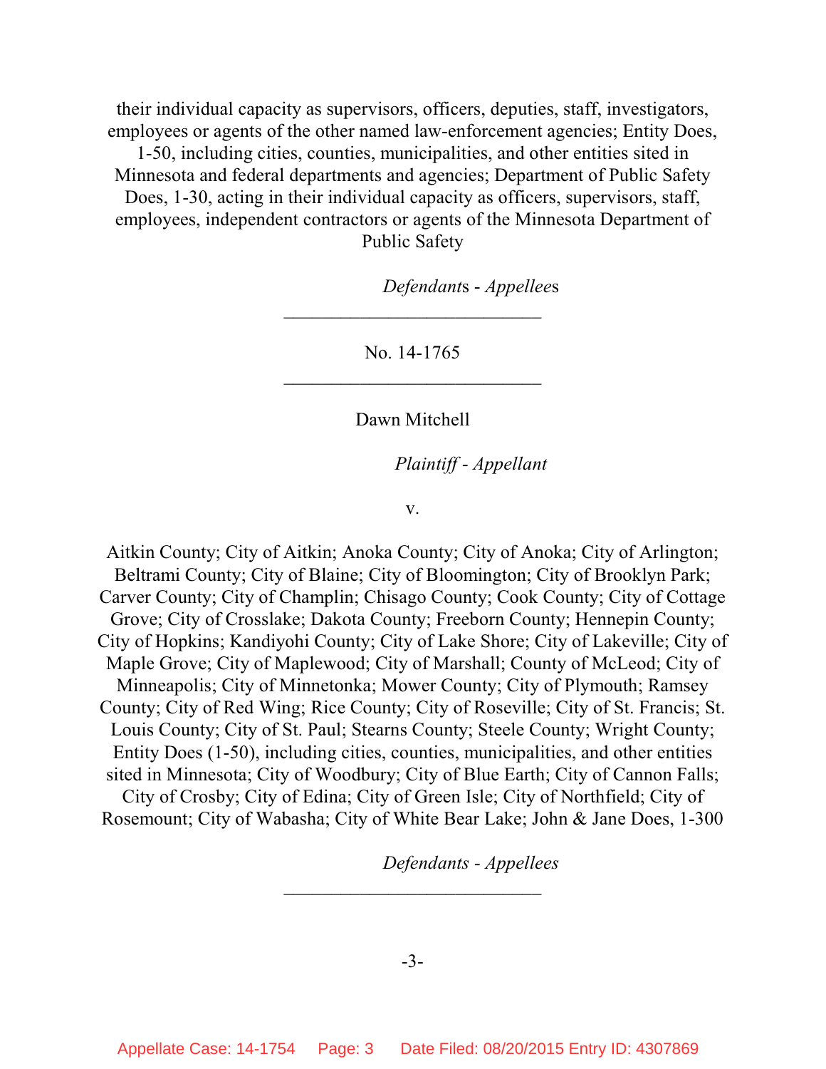their individual capacity as supervisors, officers, deputies, staff, investigators, employees or agents of the other named law-enforcement agencies; Entity Does, 1-50, including cities, counties, municipalities, and other entities sited in Minnesota and federal departments and agencies; Department of Public Safety Does, 1-30, acting in their individual capacity as officers, supervisors, staff, employees, independent contractors or agents of the Minnesota Department of Public Safety

*Defendant*s - *Appellee*s

---

No. 14-1765

---

Dawn Mitchell

*Plaintiff - Appellant*

v.

Aitkin County; City of Aitkin; Anoka County; City of Anoka; City of Arlington; Beltrami County; City of Blaine; City of Bloomington; City of Brooklyn Park; Carver County; City of Champlin; Chisago County; Cook County; City of Cottage Grove; City of Crosslake; Dakota County; Freeborn County; Hennepin County; City of Hopkins; Kandiyohi County; City of Lake Shore; City of Lakeville; City of Maple Grove; City of Maplewood; City of Marshall; County of McLeod; City of Minneapolis; City of Minnetonka; Mower County; City of Plymouth; Ramsey County; City of Red Wing; Rice County; City of Roseville; City of St. Francis; St. Louis County; City of St. Paul; Stearns County; Steele County; Wright County; Entity Does (1-50), including cities, counties, municipalities, and other entities sited in Minnesota; City of Woodbury; City of Blue Earth; City of Cannon Falls; City of Crosby; City of Edina; City of Green Isle; City of Northfield; City of Rosemount; City of Wabasha; City of White Bear Lake; John & Jane Does, 1-300

*Defendants - Appellees*

---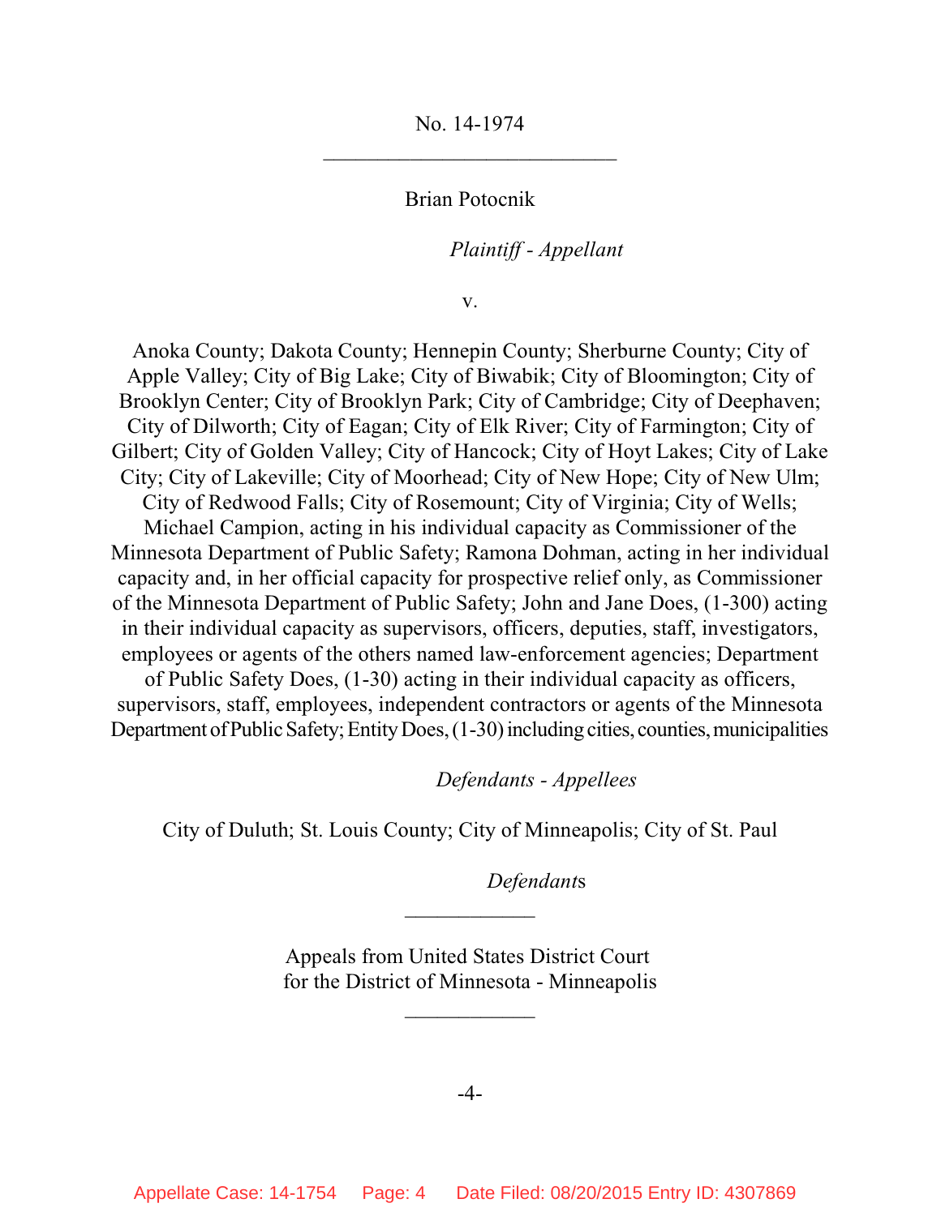No. 14-1974

\_\_\_\_\_\_\_\_\_\_\_\_\_\_\_\_\_\_\_\_\_\_\_\_\_\_\_

Brian Potocnik

*Plaintiff - Appellant*

v.

Anoka County; Dakota County; Hennepin County; Sherburne County; City of Apple Valley; City of Big Lake; City of Biwabik; City of Bloomington; City of Brooklyn Center; City of Brooklyn Park; City of Cambridge; City of Deephaven; City of Dilworth; City of Eagan; City of Elk River; City of Farmington; City of Gilbert; City of Golden Valley; City of Hancock; City of Hoyt Lakes; City of Lake City; City of Lakeville; City of Moorhead; City of New Hope; City of New Ulm; City of Redwood Falls; City of Rosemount; City of Virginia; City of Wells; Michael Campion, acting in his individual capacity as Commissioner of the Minnesota Department of Public Safety; Ramona Dohman, acting in her individual capacity and, in her official capacity for prospective relief only, as Commissioner of the Minnesota Department of Public Safety; John and Jane Does, (1-300) acting in their individual capacity as supervisors, officers, deputies, staff, investigators, employees or agents of the others named law-enforcement agencies; Department of Public Safety Does, (1-30) acting in their individual capacity as officers, supervisors, staff, employees, independent contractors or agents of the Minnesota Department of Public Safety; Entity Does, (1-30) including cities, counties, municipalities

*Defendants - Appellees*

City of Duluth; St. Louis County; City of Minneapolis; City of St. Paul

*Defendants*

\_\_\_\_\_\_\_\_\_\_\_\_

Appeals from United States District Court
for the District of Minnesota - Minneapolis

\_\_\_\_\_\_\_\_\_\_\_\_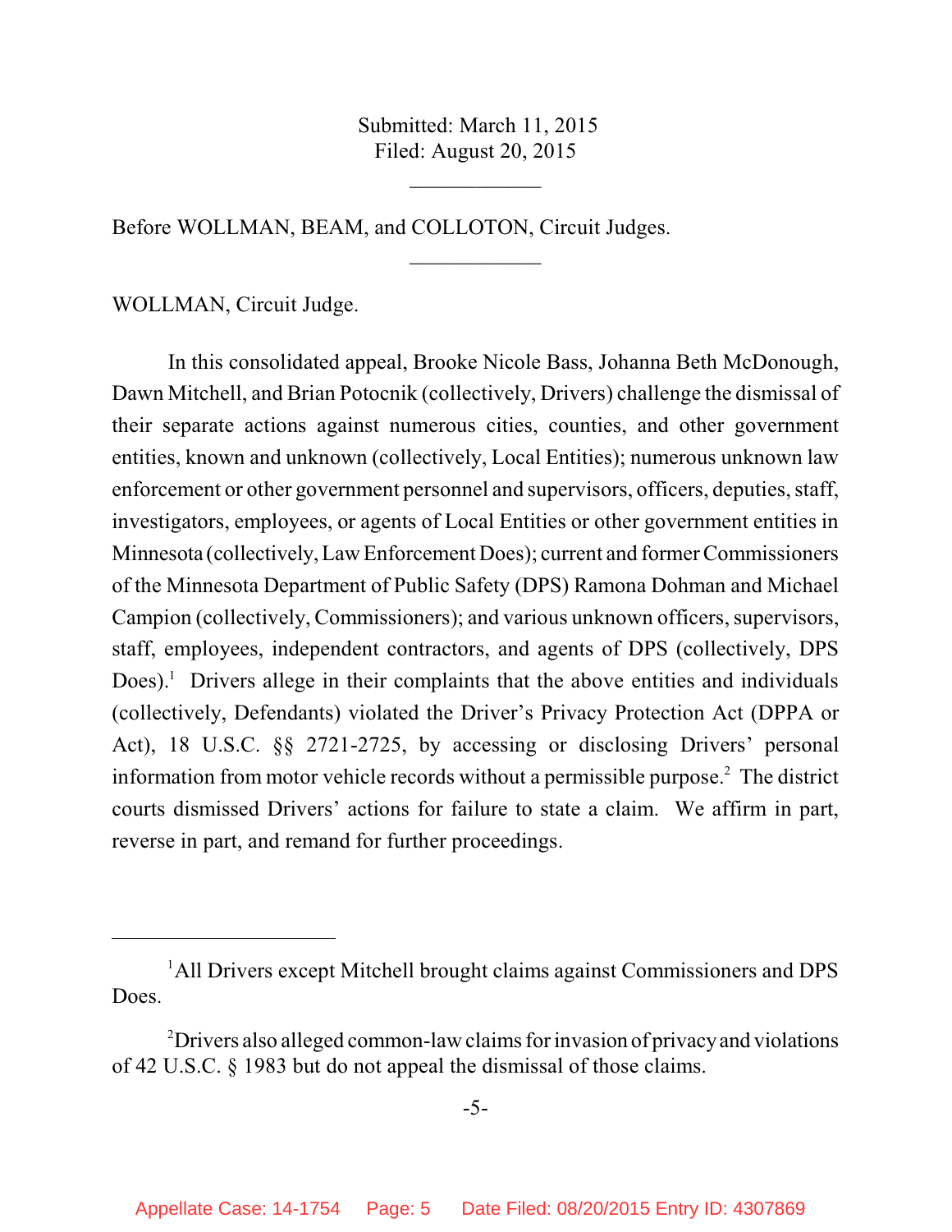Submitted: March 11, 2015
Filed: August 20, 2015

\_\_\_\_\_\_\_\_\_\_\_\_

Before WOLLMAN, BEAM, and COLLOTON, Circuit Judges.

\_\_\_\_\_\_\_\_\_\_\_\_

WOLLMAN, Circuit Judge.

In this consolidated appeal, Brooke Nicole Bass, Johanna Beth McDonough, Dawn Mitchell, and Brian Potocnik (collectively, Drivers) challenge the dismissal of their separate actions against numerous cities, counties, and other government entities, known and unknown (collectively, Local Entities); numerous unknown law enforcement or other government personnel and supervisors, officers, deputies, staff, investigators, employees, or agents of Local Entities or other government entities in Minnesota (collectively, Law Enforcement Does); current and former Commissioners of the Minnesota Department of Public Safety (DPS) Ramona Dohman and Michael Campion (collectively, Commissioners); and various unknown officers, supervisors, staff, employees, independent contractors, and agents of DPS (collectively, DPS Does).[1] Drivers allege in their complaints that the above entities and individuals (collectively, Defendants) violated the Driver's Privacy Protection Act (DPPA or Act), 18 U.S.C. §§ 2721-2725, by accessing or disclosing Drivers' personal information from motor vehicle records without a permissible purpose.[2] The district courts dismissed Drivers' actions for failure to state a claim. We affirm in part, reverse in part, and remand for further proceedings.

---

[1] All Drivers except Mitchell brought claims against Commissioners and DPS Does.

[2] Drivers also alleged common-law claims for invasion of privacy and violations of 42 U.S.C. § 1983 but do not appeal the dismissal of those claims.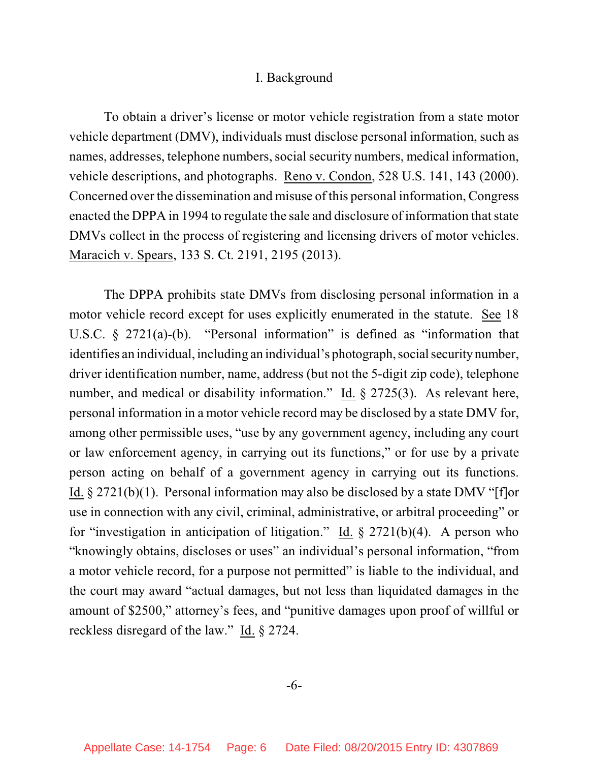## I. Background

To obtain a driver's license or motor vehicle registration from a state motor vehicle department (DMV), individuals must disclose personal information, such as names, addresses, telephone numbers, social security numbers, medical information, vehicle descriptions, and photographs. Reno v. Condon, 528 U.S. 141, 143 (2000). Concerned over the dissemination and misuse of this personal information, Congress enacted the DPPA in 1994 to regulate the sale and disclosure of information that state DMVs collect in the process of registering and licensing drivers of motor vehicles. Maracich v. Spears, 133 S. Ct. 2191, 2195 (2013).

The DPPA prohibits state DMVs from disclosing personal information in a motor vehicle record except for uses explicitly enumerated in the statute. See 18 U.S.C. § 2721(a)-(b). "Personal information" is defined as "information that identifies an individual, including an individual's photograph, social security number, driver identification number, name, address (but not the 5-digit zip code), telephone number, and medical or disability information." Id. § 2725(3). As relevant here, personal information in a motor vehicle record may be disclosed by a state DMV for, among other permissible uses, "use by any government agency, including any court or law enforcement agency, in carrying out its functions," or for use by a private person acting on behalf of a government agency in carrying out its functions. Id. § 2721(b)(1). Personal information may also be disclosed by a state DMV "[f]or use in connection with any civil, criminal, administrative, or arbitral proceeding" or for "investigation in anticipation of litigation." Id. § 2721(b)(4). A person who "knowingly obtains, discloses or uses" an individual's personal information, "from a motor vehicle record, for a purpose not permitted" is liable to the individual, and the court may award "actual damages, but not less than liquidated damages in the amount of $2500," attorney's fees, and "punitive damages upon proof of willful or reckless disregard of the law." Id. § 2724.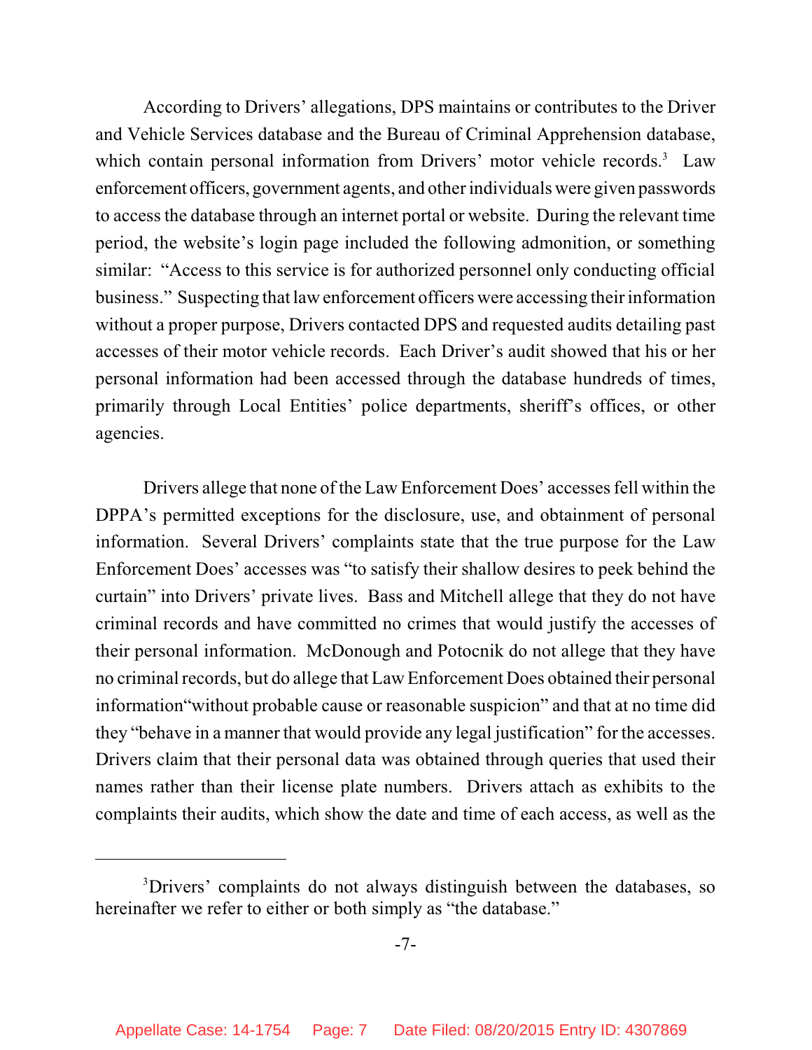According to Drivers' allegations, DPS maintains or contributes to the Driver and Vehicle Services database and the Bureau of Criminal Apprehension database, which contain personal information from Drivers' motor vehicle records.[3] Law enforcement officers, government agents, and other individuals were given passwords to access the database through an internet portal or website. During the relevant time period, the website's login page included the following admonition, or something similar: "Access to this service is for authorized personnel only conducting official business." Suspecting that law enforcement officers were accessing their information without a proper purpose, Drivers contacted DPS and requested audits detailing past accesses of their motor vehicle records. Each Driver's audit showed that his or her personal information had been accessed through the database hundreds of times, primarily through Local Entities' police departments, sheriff's offices, or other agencies.

Drivers allege that none of the Law Enforcement Does' accesses fell within the DPPA's permitted exceptions for the disclosure, use, and obtainment of personal information. Several Drivers' complaints state that the true purpose for the Law Enforcement Does' accesses was "to satisfy their shallow desires to peek behind the curtain" into Drivers' private lives. Bass and Mitchell allege that they do not have criminal records and have committed no crimes that would justify the accesses of their personal information. McDonough and Potocnik do not allege that they have no criminal records, but do allege that Law Enforcement Does obtained their personal information "without probable cause or reasonable suspicion" and that at no time did they "behave in a manner that would provide any legal justification" for the accesses. Drivers claim that their personal data was obtained through queries that used their names rather than their license plate numbers. Drivers attach as exhibits to the complaints their audits, which show the date and time of each access, as well as the

[3] Drivers' complaints do not always distinguish between the databases, so hereinafter we refer to either or both simply as "the database."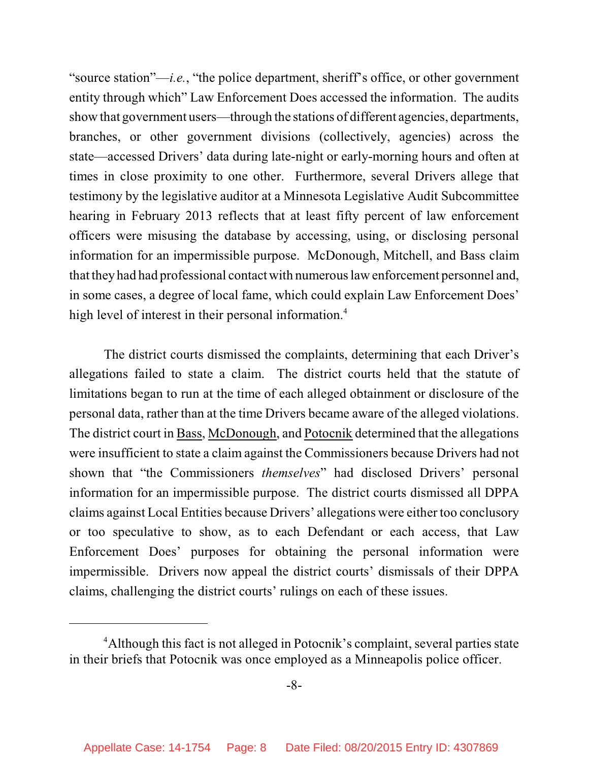"source station"—*i.e.*, "the police department, sheriff's office, or other government entity through which" Law Enforcement Does accessed the information. The audits show that government users—through the stations of different agencies, departments, branches, or other government divisions (collectively, agencies) across the state—accessed Drivers' data during late-night or early-morning hours and often at times in close proximity to one other. Furthermore, several Drivers allege that testimony by the legislative auditor at a Minnesota Legislative Audit Subcommittee hearing in February 2013 reflects that at least fifty percent of law enforcement officers were misusing the database by accessing, using, or disclosing personal information for an impermissible purpose. McDonough, Mitchell, and Bass claim that they had had professional contact with numerous law enforcement personnel and, in some cases, a degree of local fame, which could explain Law Enforcement Does' high level of interest in their personal information.[4]

The district courts dismissed the complaints, determining that each Driver's allegations failed to state a claim. The district courts held that the statute of limitations began to run at the time of each alleged obtainment or disclosure of the personal data, rather than at the time Drivers became aware of the alleged violations. The district court in Bass, McDonough, and Potocnik determined that the allegations were insufficient to state a claim against the Commissioners because Drivers had not shown that "the Commissioners *themselves*" had disclosed Drivers' personal information for an impermissible purpose. The district courts dismissed all DPPA claims against Local Entities because Drivers' allegations were either too conclusory or too speculative to show, as to each Defendant or each access, that Law Enforcement Does' purposes for obtaining the personal information were impermissible. Drivers now appeal the district courts' dismissals of their DPPA claims, challenging the district courts' rulings on each of these issues.

---

[4] Although this fact is not alleged in Potocnik's complaint, several parties state in their briefs that Potocnik was once employed as a Minneapolis police officer.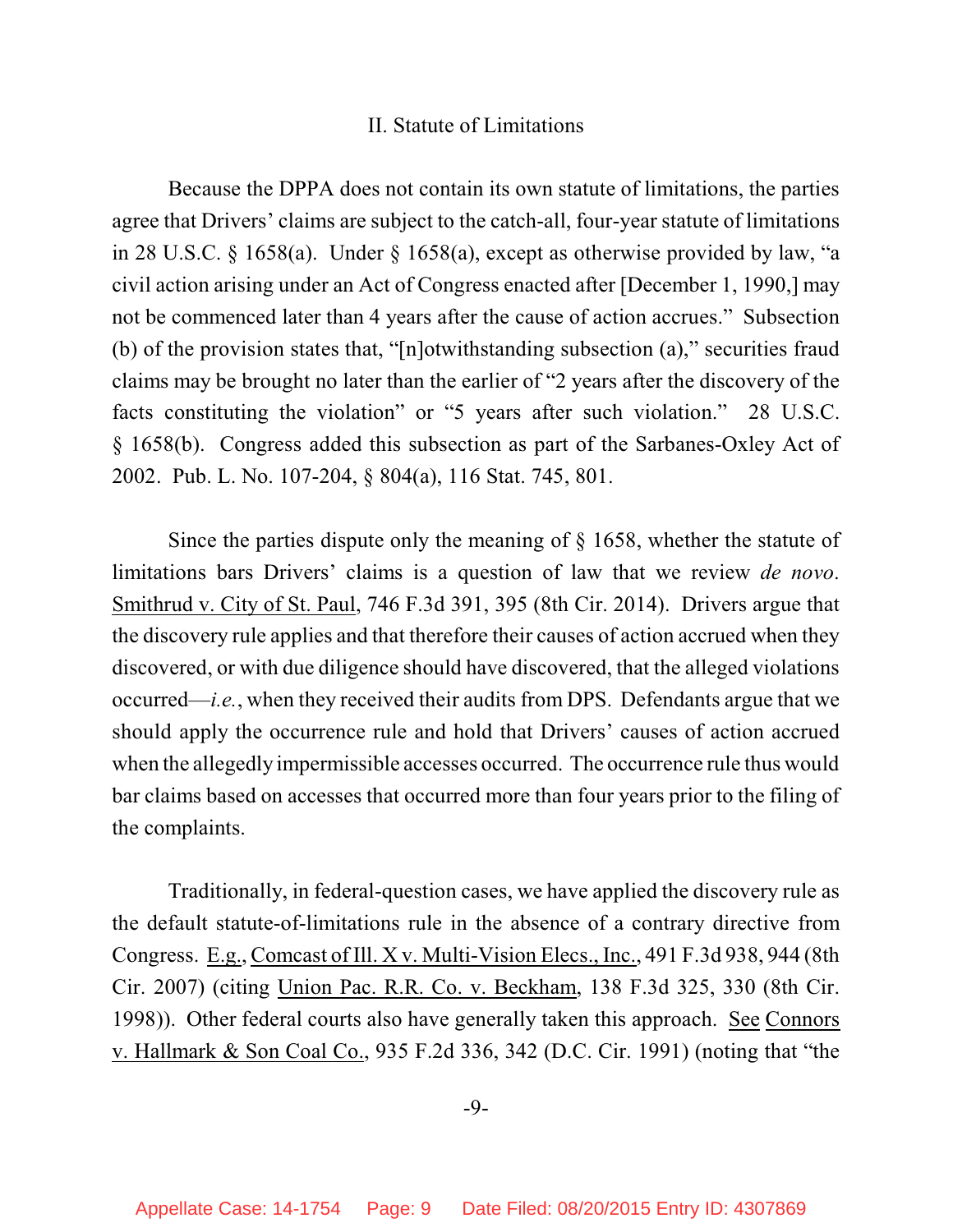## II. Statute of Limitations

Because the DPPA does not contain its own statute of limitations, the parties agree that Drivers' claims are subject to the catch-all, four-year statute of limitations in 28 U.S.C. § 1658(a). Under § 1658(a), except as otherwise provided by law, "a civil action arising under an Act of Congress enacted after [December 1, 1990,] may not be commenced later than 4 years after the cause of action accrues." Subsection (b) of the provision states that, "[n]otwithstanding subsection (a)," securities fraud claims may be brought no later than the earlier of "2 years after the discovery of the facts constituting the violation" or "5 years after such violation." 28 U.S.C. § 1658(b). Congress added this subsection as part of the Sarbanes-Oxley Act of 2002. Pub. L. No. 107-204, § 804(a), 116 Stat. 745, 801.

Since the parties dispute only the meaning of § 1658, whether the statute of limitations bars Drivers' claims is a question of law that we review *de novo*. Smithrud v. City of St. Paul, 746 F.3d 391, 395 (8th Cir. 2014). Drivers argue that the discovery rule applies and that therefore their causes of action accrued when they discovered, or with due diligence should have discovered, that the alleged violations occurred—*i.e.*, when they received their audits from DPS. Defendants argue that we should apply the occurrence rule and hold that Drivers' causes of action accrued when the allegedly impermissible accesses occurred. The occurrence rule thus would bar claims based on accesses that occurred more than four years prior to the filing of the complaints.

Traditionally, in federal-question cases, we have applied the discovery rule as the default statute-of-limitations rule in the absence of a contrary directive from Congress. E.g., Comcast of Ill. X v. Multi-Vision Elecs., Inc., 491 F.3d 938, 944 (8th Cir. 2007) (citing Union Pac. R.R. Co. v. Beckham, 138 F.3d 325, 330 (8th Cir. 1998)). Other federal courts also have generally taken this approach. See Connors v. Hallmark & Son Coal Co., 935 F.2d 336, 342 (D.C. Cir. 1991) (noting that "the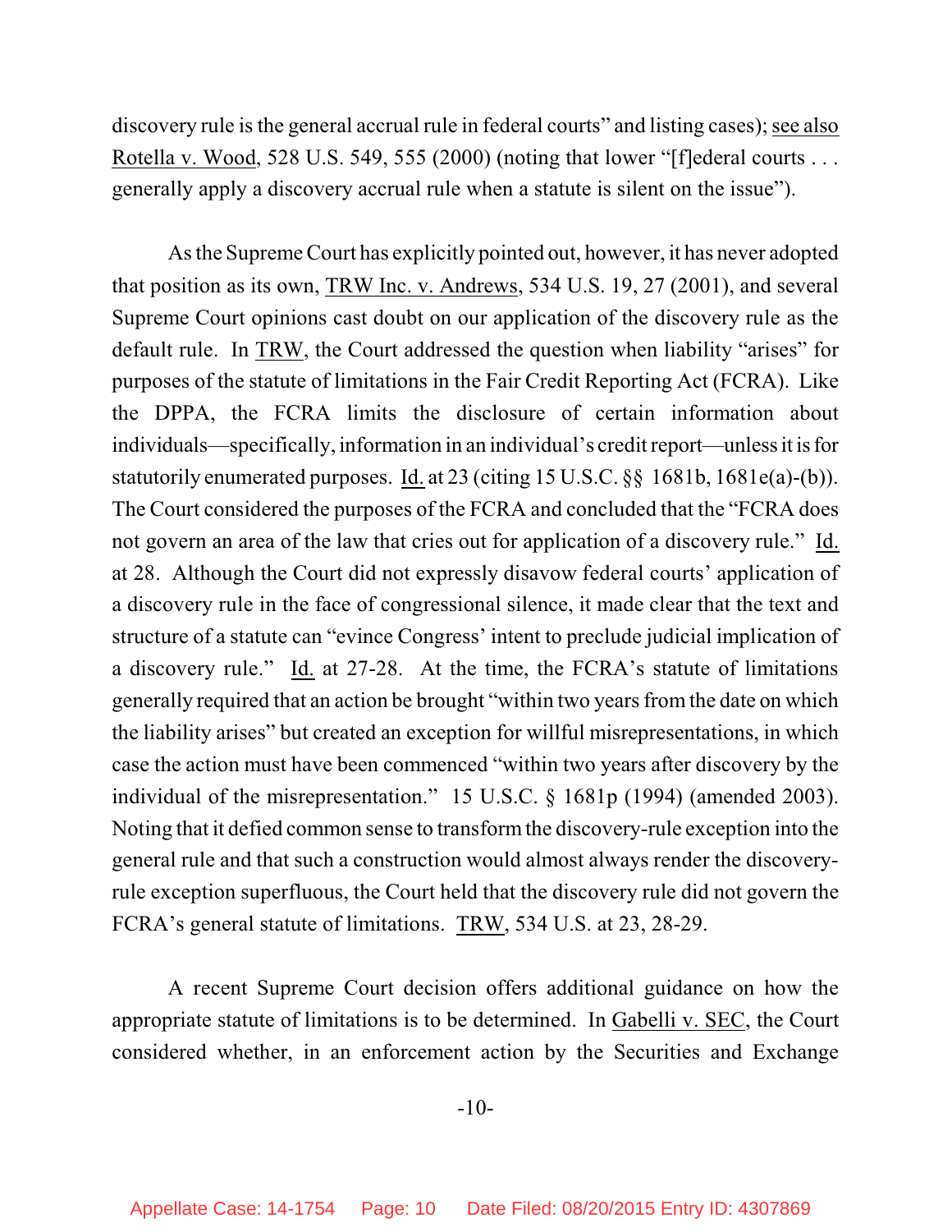discovery rule is the general accrual rule in federal courts" and listing cases); see also Rotella v. Wood, 528 U.S. 549, 555 (2000) (noting that lower "[f]ederal courts . . . generally apply a discovery accrual rule when a statute is silent on the issue").

As the Supreme Court has explicitly pointed out, however, it has never adopted that position as its own, TRW Inc. v. Andrews, 534 U.S. 19, 27 (2001), and several Supreme Court opinions cast doubt on our application of the discovery rule as the default rule. In TRW, the Court addressed the question when liability "arises" for purposes of the statute of limitations in the Fair Credit Reporting Act (FCRA). Like the DPPA, the FCRA limits the disclosure of certain information about individuals—specifically, information in an individual's credit report—unless it is for statutorily enumerated purposes. Id. at 23 (citing 15 U.S.C. §§ 1681b, 1681e(a)-(b)). The Court considered the purposes of the FCRA and concluded that the "FCRA does not govern an area of the law that cries out for application of a discovery rule." Id. at 28. Although the Court did not expressly disavow federal courts' application of a discovery rule in the face of congressional silence, it made clear that the text and structure of a statute can "evince Congress' intent to preclude judicial implication of a discovery rule." Id. at 27-28. At the time, the FCRA's statute of limitations generally required that an action be brought "within two years from the date on which the liability arises" but created an exception for willful misrepresentations, in which case the action must have been commenced "within two years after discovery by the individual of the misrepresentation." 15 U.S.C. § 1681p (1994) (amended 2003). Noting that it defied common sense to transform the discovery-rule exception into the general rule and that such a construction would almost always render the discovery-rule exception superfluous, the Court held that the discovery rule did not govern the FCRA's general statute of limitations. TRW, 534 U.S. at 23, 28-29.

A recent Supreme Court decision offers additional guidance on how the appropriate statute of limitations is to be determined. In Gabelli v. SEC, the Court considered whether, in an enforcement action by the Securities and Exchange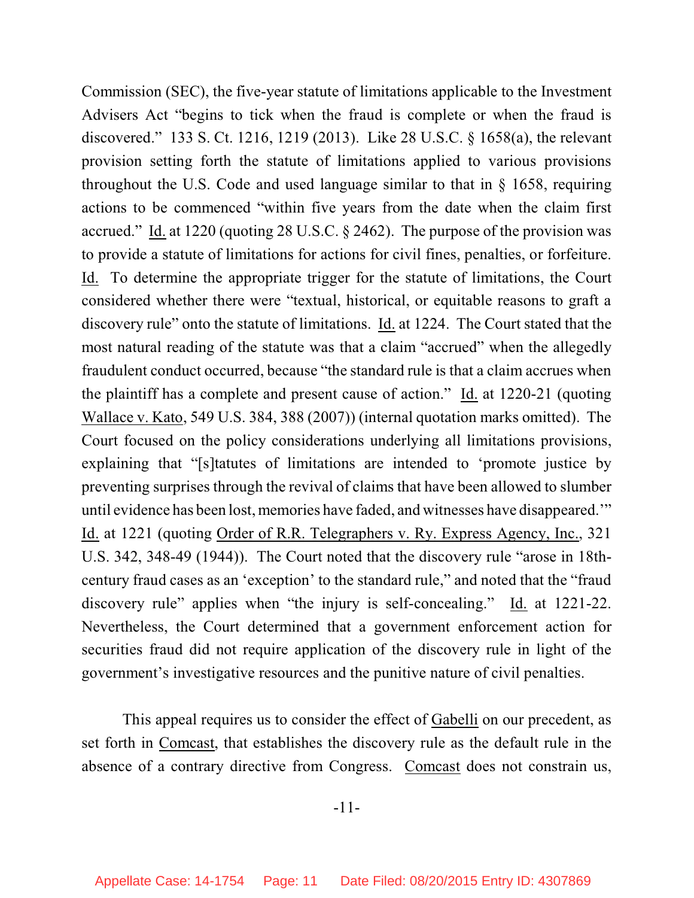Commission (SEC), the five-year statute of limitations applicable to the Investment Advisers Act "begins to tick when the fraud is complete or when the fraud is discovered." 133 S. Ct. 1216, 1219 (2013). Like 28 U.S.C. § 1658(a), the relevant provision setting forth the statute of limitations applied to various provisions throughout the U.S. Code and used language similar to that in § 1658, requiring actions to be commenced "within five years from the date when the claim first accrued." Id. at 1220 (quoting 28 U.S.C. § 2462). The purpose of the provision was to provide a statute of limitations for actions for civil fines, penalties, or forfeiture. Id. To determine the appropriate trigger for the statute of limitations, the Court considered whether there were "textual, historical, or equitable reasons to graft a discovery rule" onto the statute of limitations. Id. at 1224. The Court stated that the most natural reading of the statute was that a claim "accrued" when the allegedly fraudulent conduct occurred, because "the standard rule is that a claim accrues when the plaintiff has a complete and present cause of action." Id. at 1220-21 (quoting Wallace v. Kato, 549 U.S. 384, 388 (2007)) (internal quotation marks omitted). The Court focused on the policy considerations underlying all limitations provisions, explaining that "[s]tatutes of limitations are intended to 'promote justice by preventing surprises through the revival of claims that have been allowed to slumber until evidence has been lost, memories have faded, and witnesses have disappeared.'" Id. at 1221 (quoting Order of R.R. Telegraphers v. Ry. Express Agency, Inc., 321 U.S. 342, 348-49 (1944)). The Court noted that the discovery rule "arose in 18th-century fraud cases as an 'exception' to the standard rule," and noted that the "fraud discovery rule" applies when "the injury is self-concealing." Id. at 1221-22. Nevertheless, the Court determined that a government enforcement action for securities fraud did not require application of the discovery rule in light of the government's investigative resources and the punitive nature of civil penalties.

This appeal requires us to consider the effect of Gabelli on our precedent, as set forth in Comcast, that establishes the discovery rule as the default rule in the absence of a contrary directive from Congress. Comcast does not constrain us,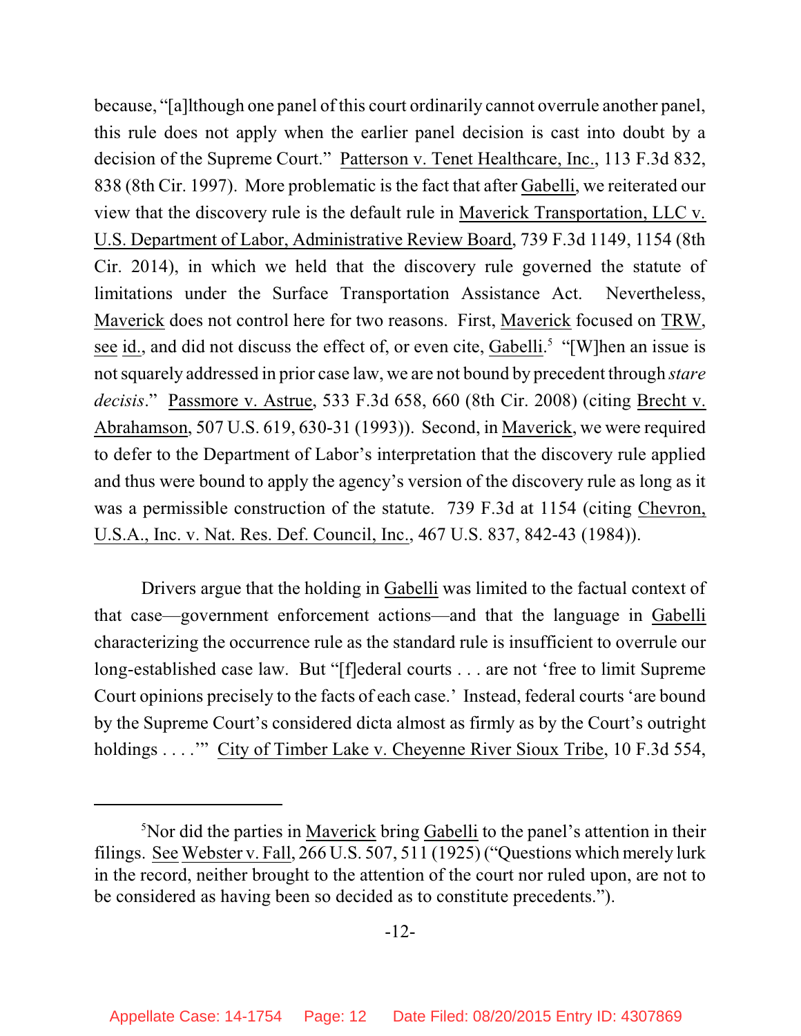because, "[a]lthough one panel of this court ordinarily cannot overrule another panel, this rule does not apply when the earlier panel decision is cast into doubt by a decision of the Supreme Court." Patterson v. Tenet Healthcare, Inc., 113 F.3d 832, 838 (8th Cir. 1997). More problematic is the fact that after Gabelli, we reiterated our view that the discovery rule is the default rule in Maverick Transportation, LLC v. U.S. Department of Labor, Administrative Review Board, 739 F.3d 1149, 1154 (8th Cir. 2014), in which we held that the discovery rule governed the statute of limitations under the Surface Transportation Assistance Act. Nevertheless, Maverick does not control here for two reasons. First, Maverick focused on TRW, see id., and did not discuss the effect of, or even cite, Gabelli.[5] "[W]hen an issue is not squarely addressed in prior case law, we are not bound by precedent through *stare decisis*." Passmore v. Astrue, 533 F.3d 658, 660 (8th Cir. 2008) (citing Brecht v. Abrahamson, 507 U.S. 619, 630-31 (1993)). Second, in Maverick, we were required to defer to the Department of Labor's interpretation that the discovery rule applied and thus were bound to apply the agency's version of the discovery rule as long as it was a permissible construction of the statute. 739 F.3d at 1154 (citing Chevron, U.S.A., Inc. v. Nat. Res. Def. Council, Inc., 467 U.S. 837, 842-43 (1984)).

Drivers argue that the holding in Gabelli was limited to the factual context of that case—government enforcement actions—and that the language in Gabelli characterizing the occurrence rule as the standard rule is insufficient to overrule our long-established case law. But "[f]ederal courts . . . are not 'free to limit Supreme Court opinions precisely to the facts of each case.' Instead, federal courts 'are bound by the Supreme Court's considered dicta almost as firmly as by the Court's outright holdings . . . .'" City of Timber Lake v. Cheyenne River Sioux Tribe, 10 F.3d 554,

---

[5]Nor did the parties in Maverick bring Gabelli to the panel's attention in their filings. See Webster v. Fall, 266 U.S. 507, 511 (1925) ("Questions which merely lurk in the record, neither brought to the attention of the court nor ruled upon, are not to be considered as having been so decided as to constitute precedents.").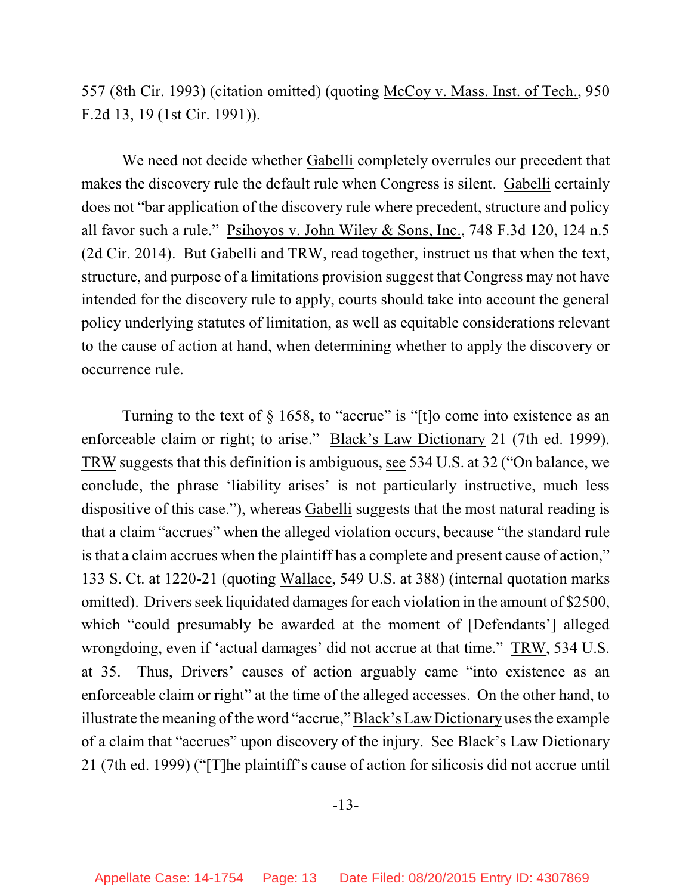557 (8th Cir. 1993) (citation omitted) (quoting McCoy v. Mass. Inst. of Tech., 950 F.2d 13, 19 (1st Cir. 1991)).

We need not decide whether Gabelli completely overrules our precedent that makes the discovery rule the default rule when Congress is silent. Gabelli certainly does not "bar application of the discovery rule where precedent, structure and policy all favor such a rule." Psihoyos v. John Wiley & Sons, Inc., 748 F.3d 120, 124 n.5 (2d Cir. 2014). But Gabelli and TRW, read together, instruct us that when the text, structure, and purpose of a limitations provision suggest that Congress may not have intended for the discovery rule to apply, courts should take into account the general policy underlying statutes of limitation, as well as equitable considerations relevant to the cause of action at hand, when determining whether to apply the discovery or occurrence rule.

Turning to the text of § 1658, to "accrue" is "[t]o come into existence as an enforceable claim or right; to arise." Black's Law Dictionary 21 (7th ed. 1999). TRW suggests that this definition is ambiguous, see 534 U.S. at 32 ("On balance, we conclude, the phrase 'liability arises' is not particularly instructive, much less dispositive of this case."), whereas Gabelli suggests that the most natural reading is that a claim "accrues" when the alleged violation occurs, because "the standard rule is that a claim accrues when the plaintiff has a complete and present cause of action," 133 S. Ct. at 1220-21 (quoting Wallace, 549 U.S. at 388) (internal quotation marks omitted). Drivers seek liquidated damages for each violation in the amount of $2500, which "could presumably be awarded at the moment of [Defendants'] alleged wrongdoing, even if 'actual damages' did not accrue at that time." TRW, 534 U.S. at 35. Thus, Drivers' causes of action arguably came "into existence as an enforceable claim or right" at the time of the alleged accesses. On the other hand, to illustrate the meaning of the word "accrue," Black's Law Dictionary uses the example of a claim that "accrues" upon discovery of the injury. See Black's Law Dictionary 21 (7th ed. 1999) ("[T]he plaintiff's cause of action for silicosis did not accrue until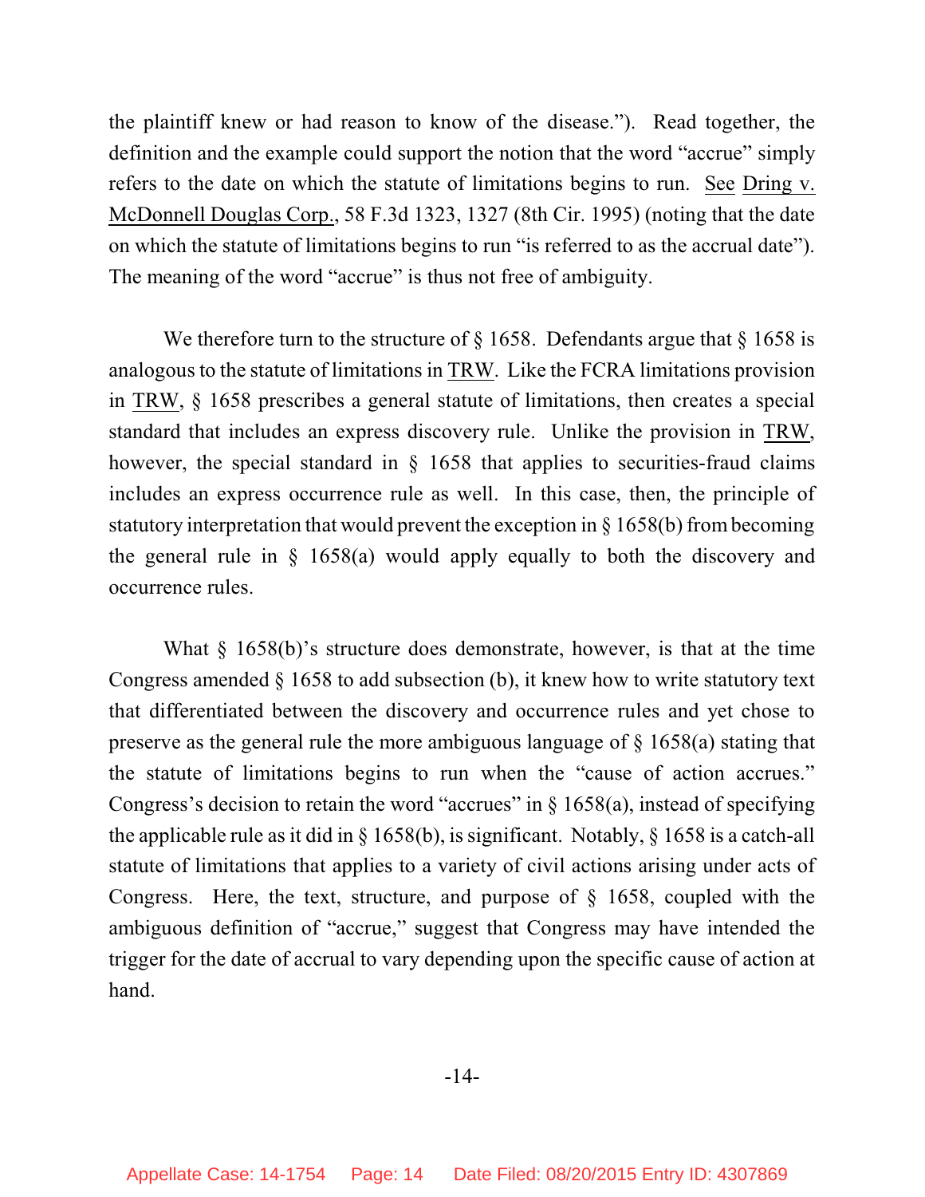the plaintiff knew or had reason to know of the disease."). Read together, the definition and the example could support the notion that the word "accrue" simply refers to the date on which the statute of limitations begins to run. See Dring v. McDonnell Douglas Corp., 58 F.3d 1323, 1327 (8th Cir. 1995) (noting that the date on which the statute of limitations begins to run "is referred to as the accrual date"). The meaning of the word "accrue" is thus not free of ambiguity.

We therefore turn to the structure of § 1658. Defendants argue that § 1658 is analogous to the statute of limitations in TRW. Like the FCRA limitations provision in TRW, § 1658 prescribes a general statute of limitations, then creates a special standard that includes an express discovery rule. Unlike the provision in TRW, however, the special standard in § 1658 that applies to securities-fraud claims includes an express occurrence rule as well. In this case, then, the principle of statutory interpretation that would prevent the exception in § 1658(b) from becoming the general rule in § 1658(a) would apply equally to both the discovery and occurrence rules.

What § 1658(b)'s structure does demonstrate, however, is that at the time Congress amended § 1658 to add subsection (b), it knew how to write statutory text that differentiated between the discovery and occurrence rules and yet chose to preserve as the general rule the more ambiguous language of § 1658(a) stating that the statute of limitations begins to run when the "cause of action accrues." Congress's decision to retain the word "accrues" in § 1658(a), instead of specifying the applicable rule as it did in § 1658(b), is significant. Notably, § 1658 is a catch-all statute of limitations that applies to a variety of civil actions arising under acts of Congress. Here, the text, structure, and purpose of § 1658, coupled with the ambiguous definition of "accrue," suggest that Congress may have intended the trigger for the date of accrual to vary depending upon the specific cause of action at hand.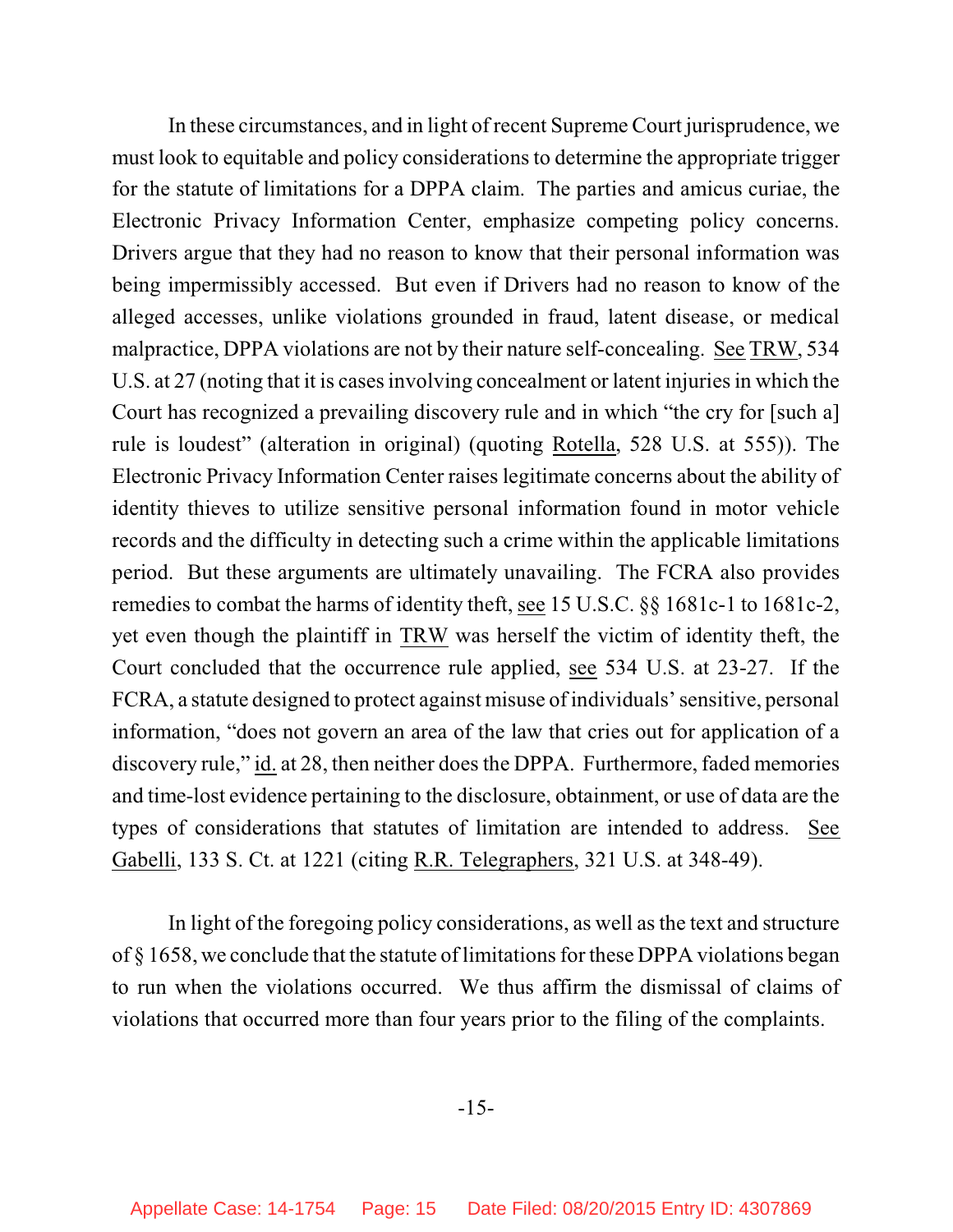In these circumstances, and in light of recent Supreme Court jurisprudence, we must look to equitable and policy considerations to determine the appropriate trigger for the statute of limitations for a DPPA claim. The parties and amicus curiae, the Electronic Privacy Information Center, emphasize competing policy concerns. Drivers argue that they had no reason to know that their personal information was being impermissibly accessed. But even if Drivers had no reason to know of the alleged accesses, unlike violations grounded in fraud, latent disease, or medical malpractice, DPPA violations are not by their nature self-concealing. See TRW, 534 U.S. at 27 (noting that it is cases involving concealment or latent injuries in which the Court has recognized a prevailing discovery rule and in which "the cry for [such a] rule is loudest" (alteration in original) (quoting Rotella, 528 U.S. at 555)). The Electronic Privacy Information Center raises legitimate concerns about the ability of identity thieves to utilize sensitive personal information found in motor vehicle records and the difficulty in detecting such a crime within the applicable limitations period. But these arguments are ultimately unavailing. The FCRA also provides remedies to combat the harms of identity theft, see 15 U.S.C. §§ 1681c-1 to 1681c-2, yet even though the plaintiff in TRW was herself the victim of identity theft, the Court concluded that the occurrence rule applied, see 534 U.S. at 23-27. If the FCRA, a statute designed to protect against misuse of individuals' sensitive, personal information, "does not govern an area of the law that cries out for application of a discovery rule," id. at 28, then neither does the DPPA. Furthermore, faded memories and time-lost evidence pertaining to the disclosure, obtainment, or use of data are the types of considerations that statutes of limitation are intended to address. See Gabelli, 133 S. Ct. at 1221 (citing R.R. Telegraphers, 321 U.S. at 348-49).

In light of the foregoing policy considerations, as well as the text and structure of § 1658, we conclude that the statute of limitations for these DPPA violations began to run when the violations occurred. We thus affirm the dismissal of claims of violations that occurred more than four years prior to the filing of the complaints.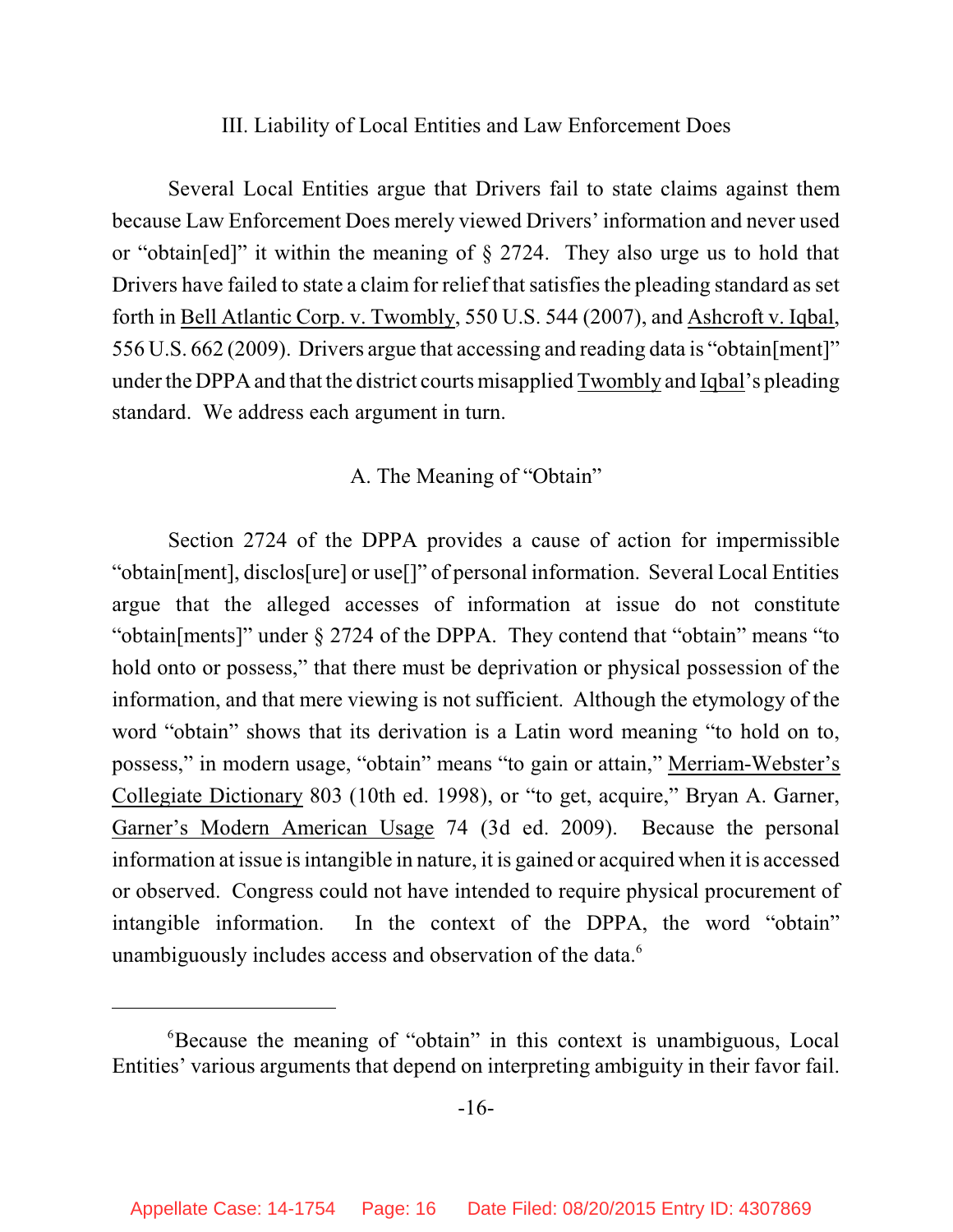## III. Liability of Local Entities and Law Enforcement Does

Several Local Entities argue that Drivers fail to state claims against them because Law Enforcement Does merely viewed Drivers' information and never used or "obtain[ed]" it within the meaning of § 2724. They also urge us to hold that Drivers have failed to state a claim for relief that satisfies the pleading standard as set forth in Bell Atlantic Corp. v. Twombly, 550 U.S. 544 (2007), and Ashcroft v. Iqbal, 556 U.S. 662 (2009). Drivers argue that accessing and reading data is "obtain[ment]" under the DPPA and that the district courts misapplied Twombly and Iqbal's pleading standard. We address each argument in turn.

### A. The Meaning of "Obtain"

Section 2724 of the DPPA provides a cause of action for impermissible "obtain[ment], disclos[ure] or use[]" of personal information. Several Local Entities argue that the alleged accesses of information at issue do not constitute "obtain[ments]" under § 2724 of the DPPA. They contend that "obtain" means "to hold onto or possess," that there must be deprivation or physical possession of the information, and that mere viewing is not sufficient. Although the etymology of the word "obtain" shows that its derivation is a Latin word meaning "to hold on to, possess," in modern usage, "obtain" means "to gain or attain," Merriam-Webster's Collegiate Dictionary 803 (10th ed. 1998), or "to get, acquire," Bryan A. Garner, Garner's Modern American Usage 74 (3d ed. 2009). Because the personal information at issue is intangible in nature, it is gained or acquired when it is accessed or observed. Congress could not have intended to require physical procurement of intangible information. In the context of the DPPA, the word "obtain" unambiguously includes access and observation of the data.[6]

---

[6]Because the meaning of "obtain" in this context is unambiguous, Local Entities' various arguments that depend on interpreting ambiguity in their favor fail.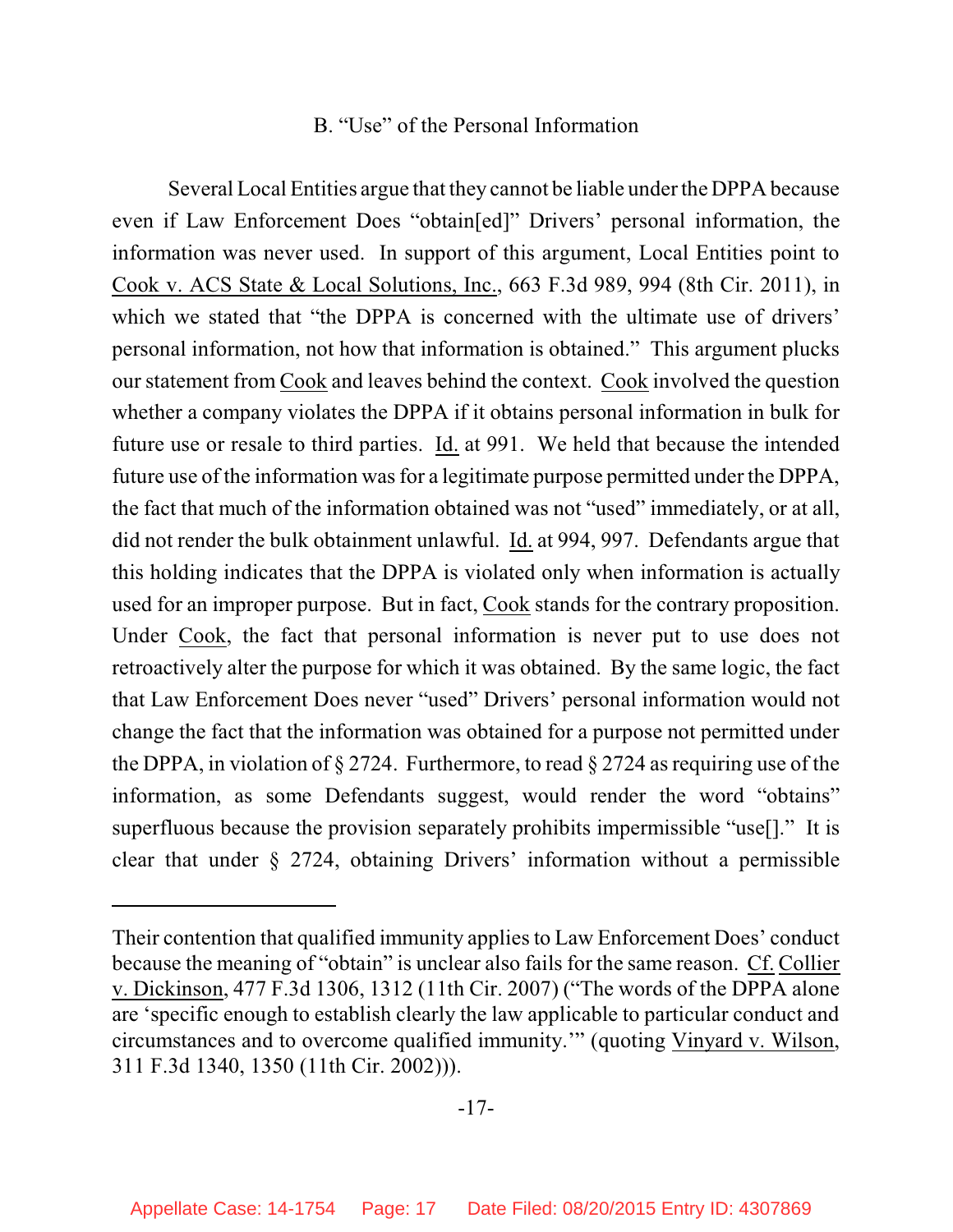### B. "Use" of the Personal Information

Several Local Entities argue that they cannot be liable under the DPPA because even if Law Enforcement Does "obtain[ed]" Drivers' personal information, the information was never used. In support of this argument, Local Entities point to Cook v. ACS State & Local Solutions, Inc., 663 F.3d 989, 994 (8th Cir. 2011), in which we stated that "the DPPA is concerned with the ultimate use of drivers' personal information, not how that information is obtained." This argument plucks our statement from Cook and leaves behind the context. Cook involved the question whether a company violates the DPPA if it obtains personal information in bulk for future use or resale to third parties. Id. at 991. We held that because the intended future use of the information was for a legitimate purpose permitted under the DPPA, the fact that much of the information obtained was not "used" immediately, or at all, did not render the bulk obtainment unlawful. Id. at 994, 997. Defendants argue that this holding indicates that the DPPA is violated only when information is actually used for an improper purpose. But in fact, Cook stands for the contrary proposition. Under Cook, the fact that personal information is never put to use does not retroactively alter the purpose for which it was obtained. By the same logic, the fact that Law Enforcement Does never "used" Drivers' personal information would not change the fact that the information was obtained for a purpose not permitted under the DPPA, in violation of § 2724. Furthermore, to read § 2724 as requiring use of the information, as some Defendants suggest, would render the word "obtains" superfluous because the provision separately prohibits impermissible "use[]." It is clear that under § 2724, obtaining Drivers' information without a permissible

---

Their contention that qualified immunity applies to Law Enforcement Does' conduct because the meaning of "obtain" is unclear also fails for the same reason. Cf. Collier v. Dickinson, 477 F.3d 1306, 1312 (11th Cir. 2007) ("The words of the DPPA alone are 'specific enough to establish clearly the law applicable to particular conduct and circumstances and to overcome qualified immunity.'" (quoting Vinyard v. Wilson, 311 F.3d 1340, 1350 (11th Cir. 2002))).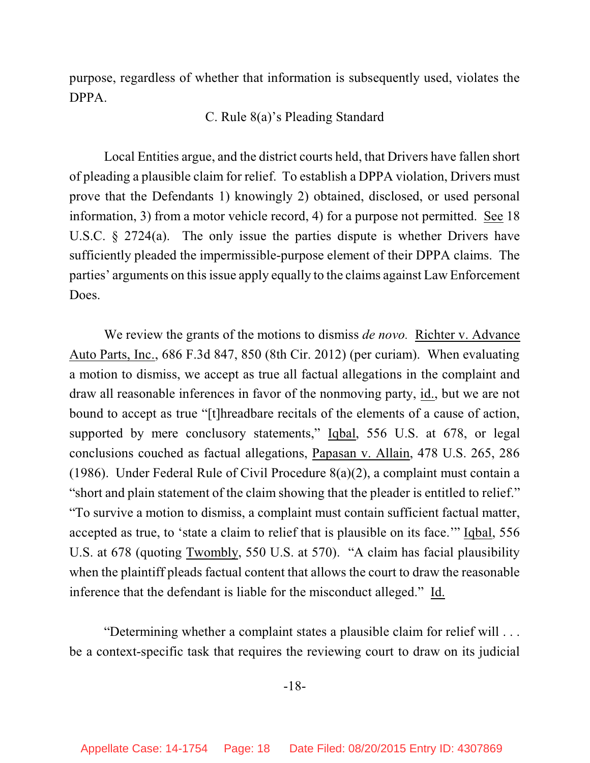purpose, regardless of whether that information is subsequently used, violates the DPPA.

### C. Rule 8(a)'s Pleading Standard

Local Entities argue, and the district courts held, that Drivers have fallen short of pleading a plausible claim for relief. To establish a DPPA violation, Drivers must prove that the Defendants 1) knowingly 2) obtained, disclosed, or used personal information, 3) from a motor vehicle record, 4) for a purpose not permitted. See 18 U.S.C. § 2724(a). The only issue the parties dispute is whether Drivers have sufficiently pleaded the impermissible-purpose element of their DPPA claims. The parties' arguments on this issue apply equally to the claims against Law Enforcement Does.

We review the grants of the motions to dismiss *de novo.* Richter v. Advance Auto Parts, Inc., 686 F.3d 847, 850 (8th Cir. 2012) (per curiam). When evaluating a motion to dismiss, we accept as true all factual allegations in the complaint and draw all reasonable inferences in favor of the nonmoving party, id., but we are not bound to accept as true "[t]hreadbare recitals of the elements of a cause of action, supported by mere conclusory statements," Iqbal, 556 U.S. at 678, or legal conclusions couched as factual allegations, Papasan v. Allain, 478 U.S. 265, 286 (1986). Under Federal Rule of Civil Procedure 8(a)(2), a complaint must contain a "short and plain statement of the claim showing that the pleader is entitled to relief." "To survive a motion to dismiss, a complaint must contain sufficient factual matter, accepted as true, to 'state a claim to relief that is plausible on its face.'" Iqbal, 556 U.S. at 678 (quoting Twombly, 550 U.S. at 570). "A claim has facial plausibility when the plaintiff pleads factual content that allows the court to draw the reasonable inference that the defendant is liable for the misconduct alleged." Id.

"Determining whether a complaint states a plausible claim for relief will . . . be a context-specific task that requires the reviewing court to draw on its judicial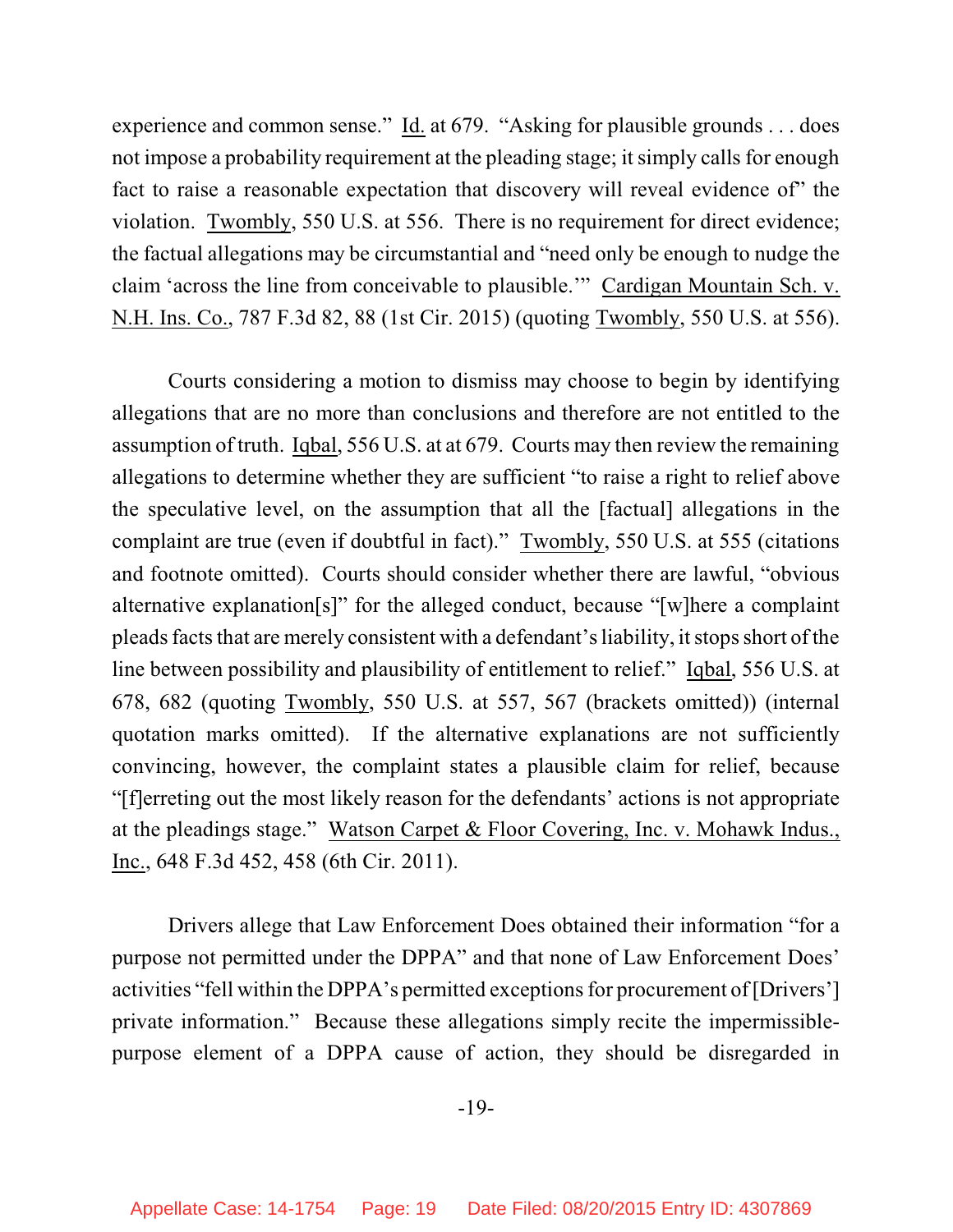experience and common sense." Id. at 679. "Asking for plausible grounds . . . does not impose a probability requirement at the pleading stage; it simply calls for enough fact to raise a reasonable expectation that discovery will reveal evidence of" the violation. Twombly, 550 U.S. at 556. There is no requirement for direct evidence; the factual allegations may be circumstantial and "need only be enough to nudge the claim 'across the line from conceivable to plausible.'" Cardigan Mountain Sch. v. N.H. Ins. Co., 787 F.3d 82, 88 (1st Cir. 2015) (quoting Twombly, 550 U.S. at 556).

Courts considering a motion to dismiss may choose to begin by identifying allegations that are no more than conclusions and therefore are not entitled to the assumption of truth. Iqbal, 556 U.S. at at 679. Courts may then review the remaining allegations to determine whether they are sufficient "to raise a right to relief above the speculative level, on the assumption that all the [factual] allegations in the complaint are true (even if doubtful in fact)." Twombly, 550 U.S. at 555 (citations and footnote omitted). Courts should consider whether there are lawful, "obvious alternative explanation[s]" for the alleged conduct, because "[w]here a complaint pleads facts that are merely consistent with a defendant's liability, it stops short of the line between possibility and plausibility of entitlement to relief." Iqbal, 556 U.S. at 678, 682 (quoting Twombly, 550 U.S. at 557, 567 (brackets omitted)) (internal quotation marks omitted). If the alternative explanations are not sufficiently convincing, however, the complaint states a plausible claim for relief, because "[f]erreting out the most likely reason for the defendants' actions is not appropriate at the pleadings stage." Watson Carpet & Floor Covering, Inc. v. Mohawk Indus., Inc., 648 F.3d 452, 458 (6th Cir. 2011).

Drivers allege that Law Enforcement Does obtained their information "for a purpose not permitted under the DPPA" and that none of Law Enforcement Does' activities "fell within the DPPA's permitted exceptions for procurement of [Drivers'] private information." Because these allegations simply recite the impermissible-purpose element of a DPPA cause of action, they should be disregarded in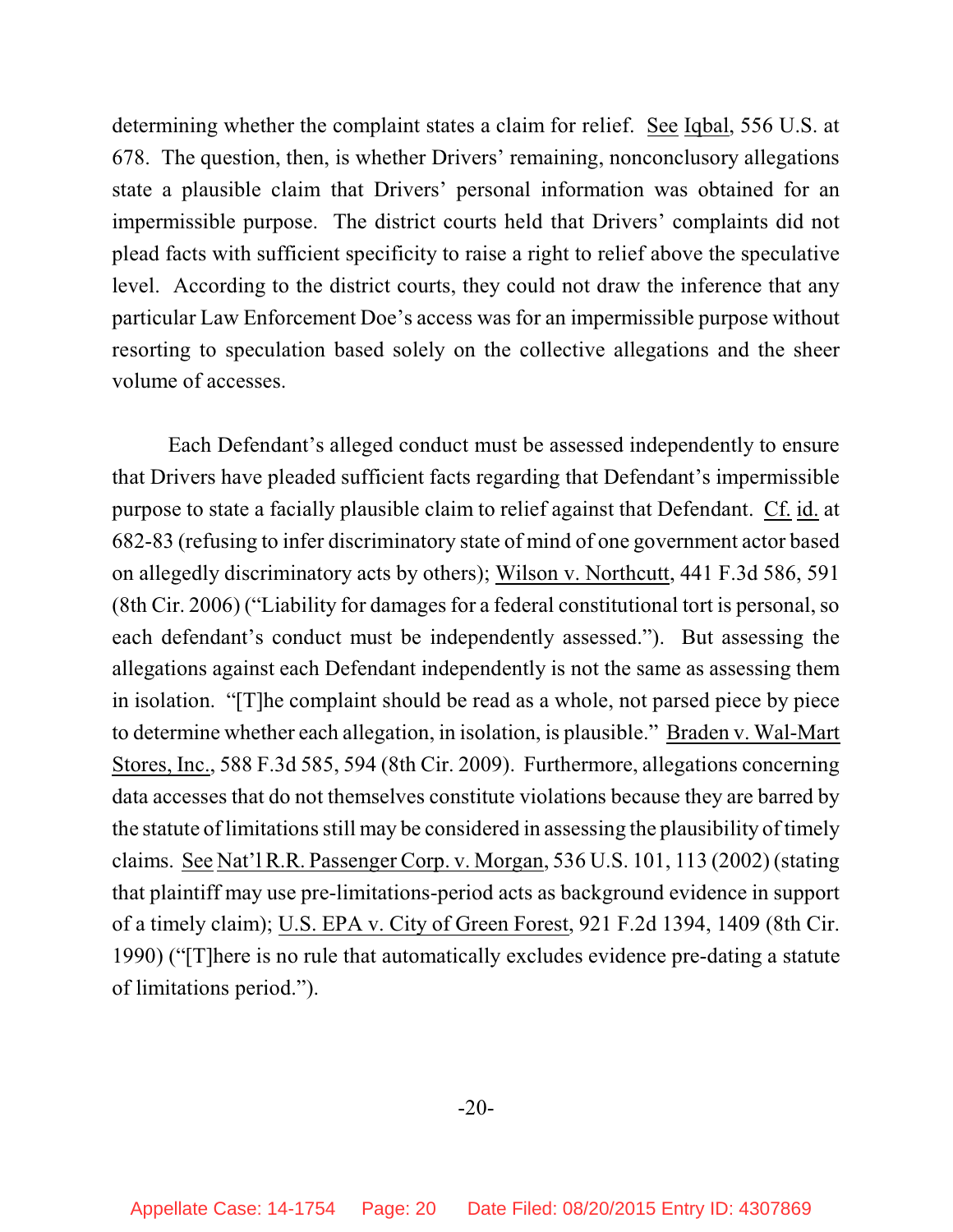determining whether the complaint states a claim for relief. See Iqbal, 556 U.S. at 678. The question, then, is whether Drivers' remaining, nonconclusory allegations state a plausible claim that Drivers' personal information was obtained for an impermissible purpose. The district courts held that Drivers' complaints did not plead facts with sufficient specificity to raise a right to relief above the speculative level. According to the district courts, they could not draw the inference that any particular Law Enforcement Doe's access was for an impermissible purpose without resorting to speculation based solely on the collective allegations and the sheer volume of accesses.

Each Defendant's alleged conduct must be assessed independently to ensure that Drivers have pleaded sufficient facts regarding that Defendant's impermissible purpose to state a facially plausible claim to relief against that Defendant. Cf. id. at 682-83 (refusing to infer discriminatory state of mind of one government actor based on allegedly discriminatory acts by others); Wilson v. Northcutt, 441 F.3d 586, 591 (8th Cir. 2006) ("Liability for damages for a federal constitutional tort is personal, so each defendant's conduct must be independently assessed."). But assessing the allegations against each Defendant independently is not the same as assessing them in isolation. "[T]he complaint should be read as a whole, not parsed piece by piece to determine whether each allegation, in isolation, is plausible." Braden v. Wal-Mart Stores, Inc., 588 F.3d 585, 594 (8th Cir. 2009). Furthermore, allegations concerning data accesses that do not themselves constitute violations because they are barred by the statute of limitations still may be considered in assessing the plausibility of timely claims. See Nat'l R.R. Passenger Corp. v. Morgan, 536 U.S. 101, 113 (2002) (stating that plaintiff may use pre-limitations-period acts as background evidence in support of a timely claim); U.S. EPA v. City of Green Forest, 921 F.2d 1394, 1409 (8th Cir. 1990) ("[T]here is no rule that automatically excludes evidence pre-dating a statute of limitations period.").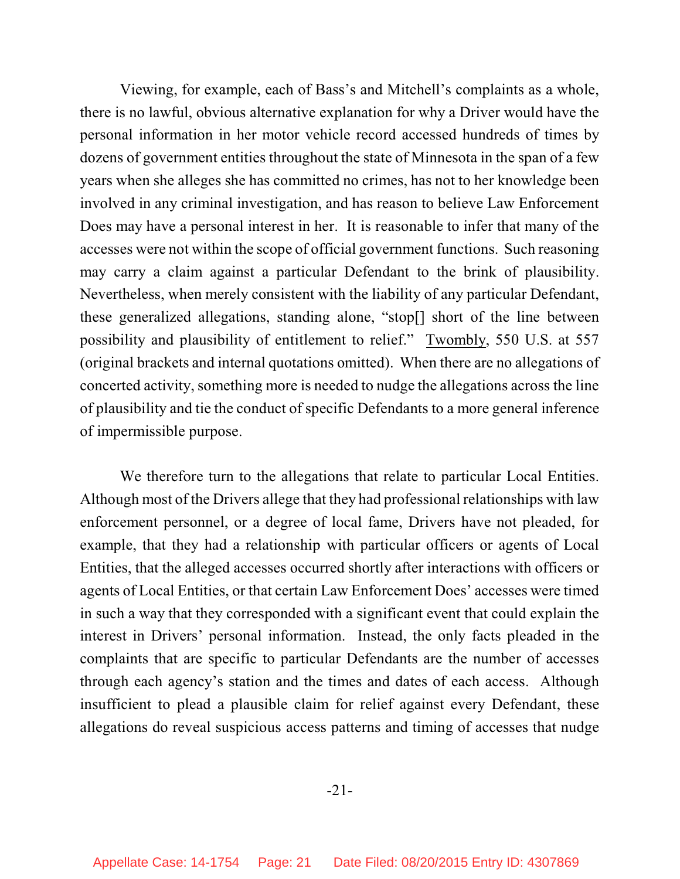Viewing, for example, each of Bass's and Mitchell's complaints as a whole, there is no lawful, obvious alternative explanation for why a Driver would have the personal information in her motor vehicle record accessed hundreds of times by dozens of government entities throughout the state of Minnesota in the span of a few years when she alleges she has committed no crimes, has not to her knowledge been involved in any criminal investigation, and has reason to believe Law Enforcement Does may have a personal interest in her. It is reasonable to infer that many of the accesses were not within the scope of official government functions. Such reasoning may carry a claim against a particular Defendant to the brink of plausibility. Nevertheless, when merely consistent with the liability of any particular Defendant, these generalized allegations, standing alone, "stop[] short of the line between possibility and plausibility of entitlement to relief." Twombly, 550 U.S. at 557 (original brackets and internal quotations omitted). When there are no allegations of concerted activity, something more is needed to nudge the allegations across the line of plausibility and tie the conduct of specific Defendants to a more general inference of impermissible purpose.

We therefore turn to the allegations that relate to particular Local Entities. Although most of the Drivers allege that they had professional relationships with law enforcement personnel, or a degree of local fame, Drivers have not pleaded, for example, that they had a relationship with particular officers or agents of Local Entities, that the alleged accesses occurred shortly after interactions with officers or agents of Local Entities, or that certain Law Enforcement Does' accesses were timed in such a way that they corresponded with a significant event that could explain the interest in Drivers' personal information. Instead, the only facts pleaded in the complaints that are specific to particular Defendants are the number of accesses through each agency's station and the times and dates of each access. Although insufficient to plead a plausible claim for relief against every Defendant, these allegations do reveal suspicious access patterns and timing of accesses that nudge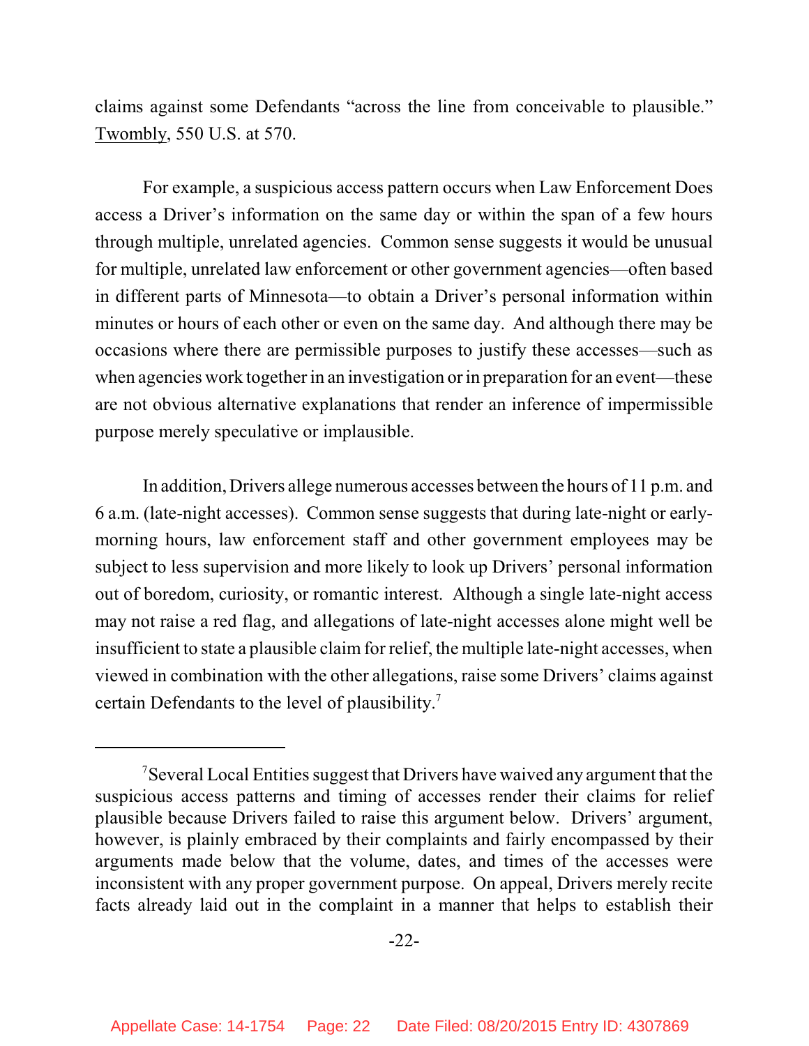claims against some Defendants "across the line from conceivable to plausible." Twombly, 550 U.S. at 570.

For example, a suspicious access pattern occurs when Law Enforcement Does access a Driver's information on the same day or within the span of a few hours through multiple, unrelated agencies. Common sense suggests it would be unusual for multiple, unrelated law enforcement or other government agencies—often based in different parts of Minnesota—to obtain a Driver's personal information within minutes or hours of each other or even on the same day. And although there may be occasions where there are permissible purposes to justify these accesses—such as when agencies work together in an investigation or in preparation for an event—these are not obvious alternative explanations that render an inference of impermissible purpose merely speculative or implausible.

In addition, Drivers allege numerous accesses between the hours of 11 p.m. and 6 a.m. (late-night accesses). Common sense suggests that during late-night or early-morning hours, law enforcement staff and other government employees may be subject to less supervision and more likely to look up Drivers' personal information out of boredom, curiosity, or romantic interest. Although a single late-night access may not raise a red flag, and allegations of late-night accesses alone might well be insufficient to state a plausible claim for relief, the multiple late-night accesses, when viewed in combination with the other allegations, raise some Drivers' claims against certain Defendants to the level of plausibility.[7]

---

[7] Several Local Entities suggest that Drivers have waived any argument that the suspicious access patterns and timing of accesses render their claims for relief plausible because Drivers failed to raise this argument below. Drivers' argument, however, is plainly embraced by their complaints and fairly encompassed by their arguments made below that the volume, dates, and times of the accesses were inconsistent with any proper government purpose. On appeal, Drivers merely recite facts already laid out in the complaint in a manner that helps to establish their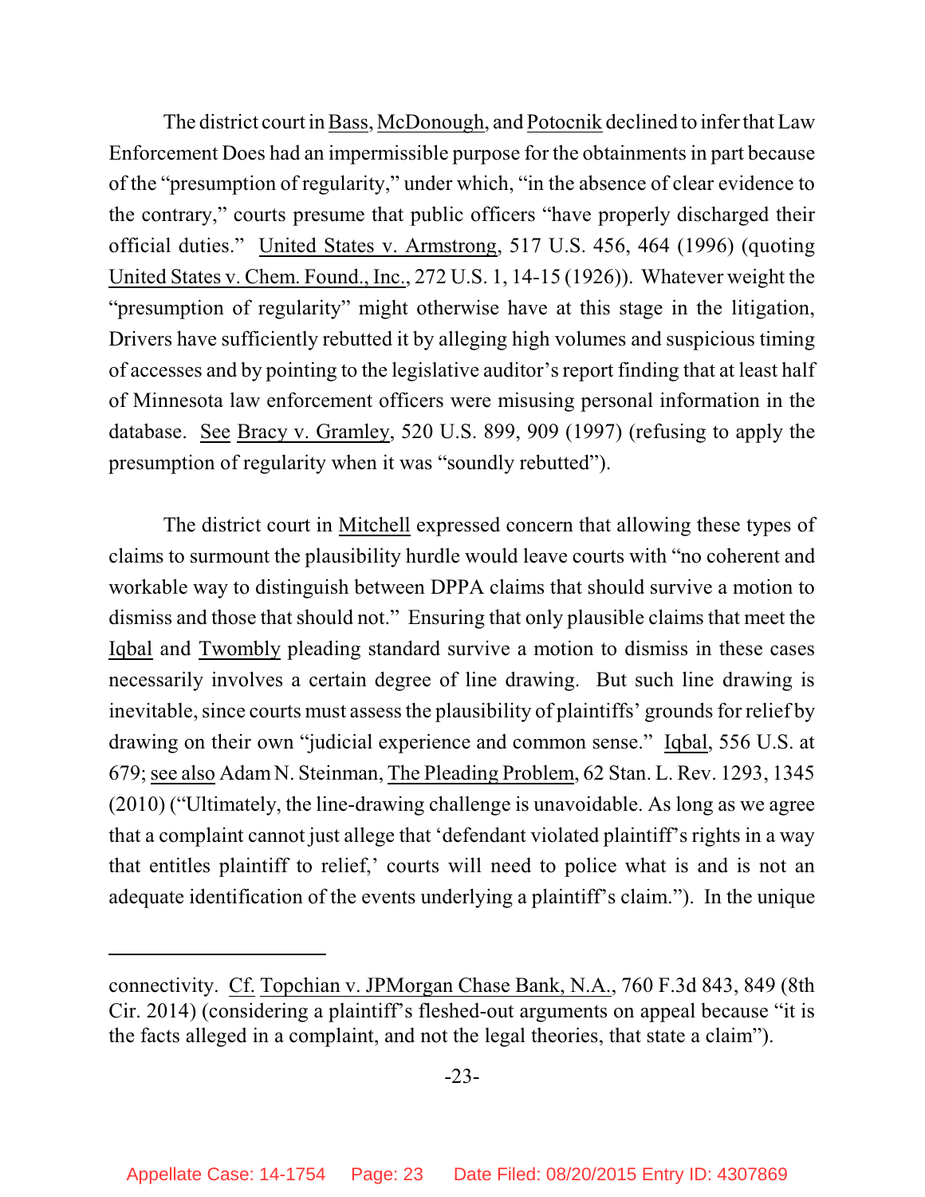The district court in Bass, McDonough, and Potocnik declined to infer that Law Enforcement Does had an impermissible purpose for the obtainments in part because of the "presumption of regularity," under which, "in the absence of clear evidence to the contrary," courts presume that public officers "have properly discharged their official duties." United States v. Armstrong, 517 U.S. 456, 464 (1996) (quoting United States v. Chem. Found., Inc., 272 U.S. 1, 14-15 (1926)). Whatever weight the "presumption of regularity" might otherwise have at this stage in the litigation, Drivers have sufficiently rebutted it by alleging high volumes and suspicious timing of accesses and by pointing to the legislative auditor's report finding that at least half of Minnesota law enforcement officers were misusing personal information in the database. See Bracy v. Gramley, 520 U.S. 899, 909 (1997) (refusing to apply the presumption of regularity when it was "soundly rebutted").

The district court in Mitchell expressed concern that allowing these types of claims to surmount the plausibility hurdle would leave courts with "no coherent and workable way to distinguish between DPPA claims that should survive a motion to dismiss and those that should not." Ensuring that only plausible claims that meet the Iqbal and Twombly pleading standard survive a motion to dismiss in these cases necessarily involves a certain degree of line drawing. But such line drawing is inevitable, since courts must assess the plausibility of plaintiffs' grounds for relief by drawing on their own "judicial experience and common sense." Iqbal, 556 U.S. at 679; see also Adam N. Steinman, The Pleading Problem, 62 Stan. L. Rev. 1293, 1345 (2010) ("Ultimately, the line-drawing challenge is unavoidable. As long as we agree that a complaint cannot just allege that 'defendant violated plaintiff's rights in a way that entitles plaintiff to relief,' courts will need to police what is and is not an adequate identification of the events underlying a plaintiff's claim."). In the unique

---

connectivity. Cf. Topchian v. JPMorgan Chase Bank, N.A., 760 F.3d 843, 849 (8th Cir. 2014) (considering a plaintiff's fleshed-out arguments on appeal because "it is the facts alleged in a complaint, and not the legal theories, that state a claim").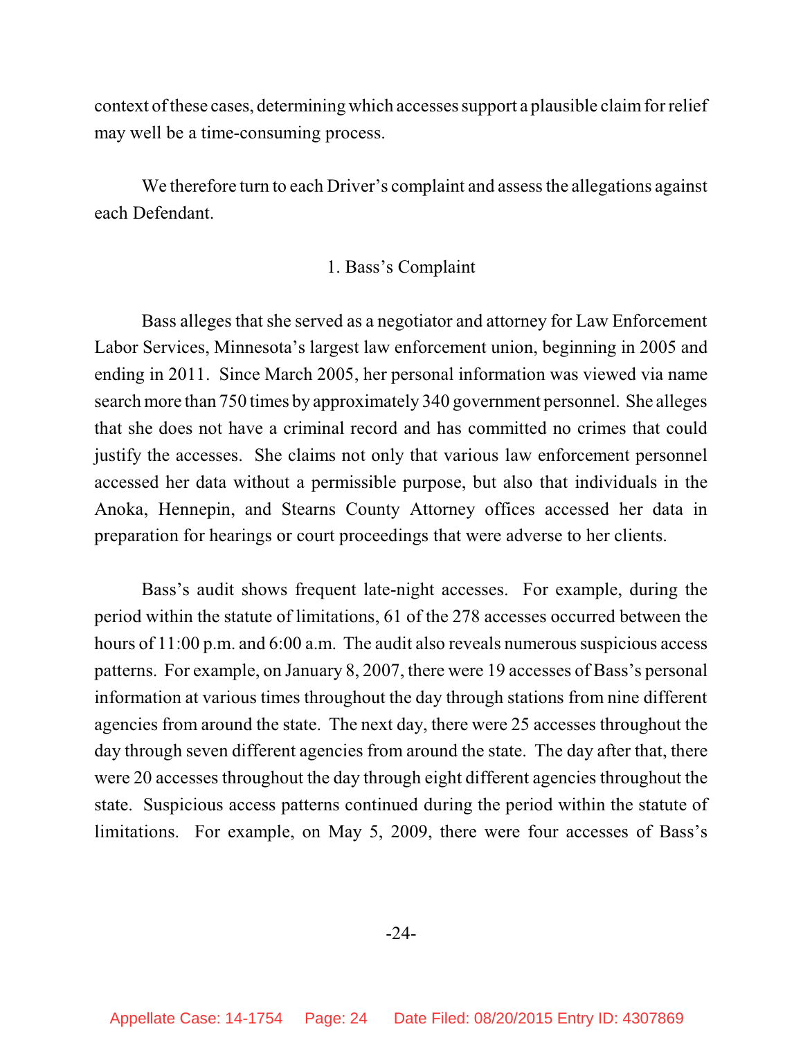context of these cases, determining which accesses support a plausible claim for relief may well be a time-consuming process.

We therefore turn to each Driver's complaint and assess the allegations against each Defendant.

### 1. Bass's Complaint

Bass alleges that she served as a negotiator and attorney for Law Enforcement Labor Services, Minnesota's largest law enforcement union, beginning in 2005 and ending in 2011. Since March 2005, her personal information was viewed via name search more than 750 times by approximately 340 government personnel. She alleges that she does not have a criminal record and has committed no crimes that could justify the accesses. She claims not only that various law enforcement personnel accessed her data without a permissible purpose, but also that individuals in the Anoka, Hennepin, and Stearns County Attorney offices accessed her data in preparation for hearings or court proceedings that were adverse to her clients.

Bass's audit shows frequent late-night accesses. For example, during the period within the statute of limitations, 61 of the 278 accesses occurred between the hours of 11:00 p.m. and 6:00 a.m. The audit also reveals numerous suspicious access patterns. For example, on January 8, 2007, there were 19 accesses of Bass's personal information at various times throughout the day through stations from nine different agencies from around the state. The next day, there were 25 accesses throughout the day through seven different agencies from around the state. The day after that, there were 20 accesses throughout the day through eight different agencies throughout the state. Suspicious access patterns continued during the period within the statute of limitations. For example, on May 5, 2009, there were four accesses of Bass's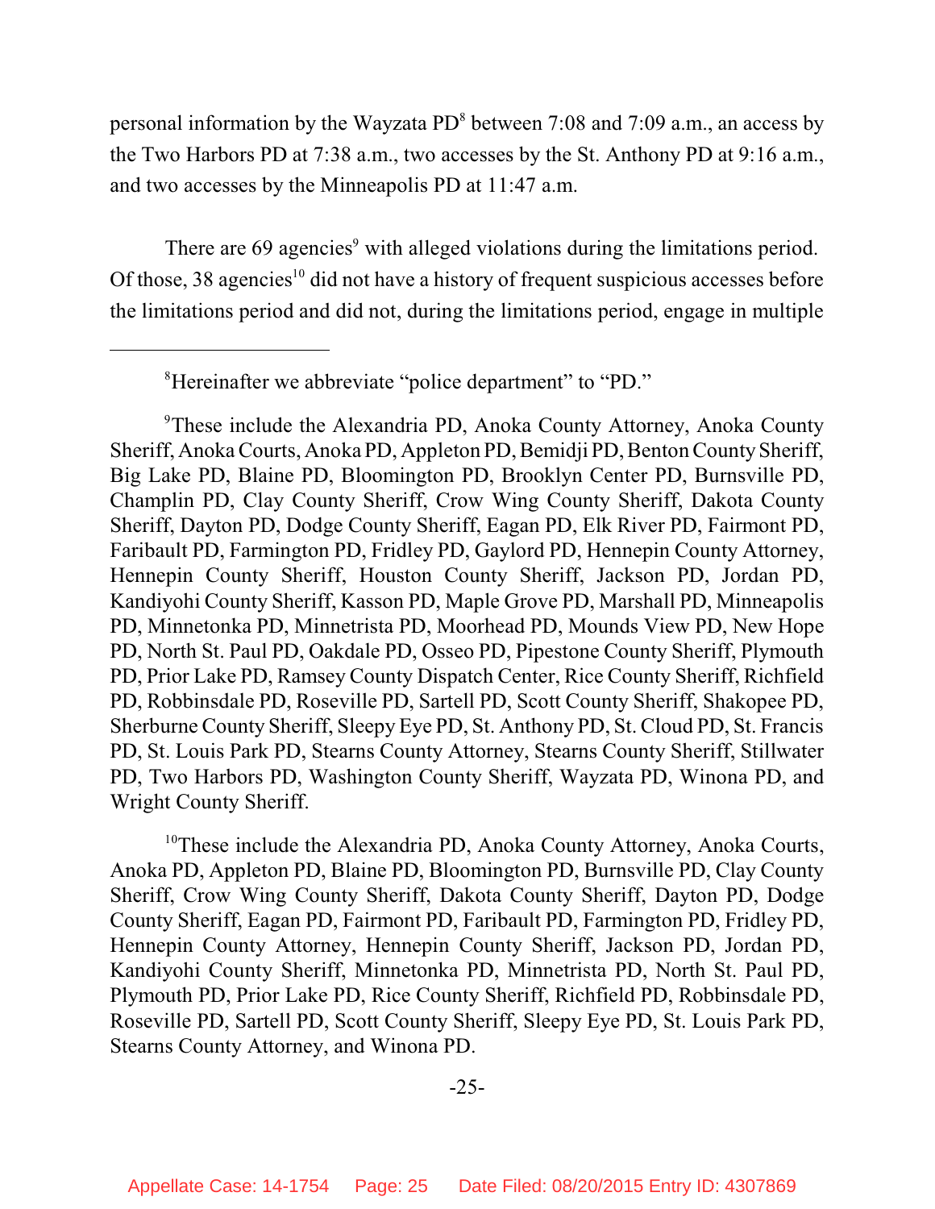personal information by the Wayzata PD[8] between 7:08 and 7:09 a.m., an access by the Two Harbors PD at 7:38 a.m., two accesses by the St. Anthony PD at 9:16 a.m., and two accesses by the Minneapolis PD at 11:47 a.m.

There are 69 agencies[9] with alleged violations during the limitations period. Of those, 38 agencies[10] did not have a history of frequent suspicious accesses before the limitations period and did not, during the limitations period, engage in multiple

---

[8]Hereinafter we abbreviate "police department" to "PD."

[9]These include the Alexandria PD, Anoka County Attorney, Anoka County Sheriff, Anoka Courts, Anoka PD, Appleton PD, Bemidji PD, Benton County Sheriff, Big Lake PD, Blaine PD, Bloomington PD, Brooklyn Center PD, Burnsville PD, Champlin PD, Clay County Sheriff, Crow Wing County Sheriff, Dakota County Sheriff, Dayton PD, Dodge County Sheriff, Eagan PD, Elk River PD, Fairmont PD, Faribault PD, Farmington PD, Fridley PD, Gaylord PD, Hennepin County Attorney, Hennepin County Sheriff, Houston County Sheriff, Jackson PD, Jordan PD, Kandiyohi County Sheriff, Kasson PD, Maple Grove PD, Marshall PD, Minneapolis PD, Minnetonka PD, Minnetrista PD, Moorhead PD, Mounds View PD, New Hope PD, North St. Paul PD, Oakdale PD, Osseo PD, Pipestone County Sheriff, Plymouth PD, Prior Lake PD, Ramsey County Dispatch Center, Rice County Sheriff, Richfield PD, Robbinsdale PD, Roseville PD, Sartell PD, Scott County Sheriff, Shakopee PD, Sherburne County Sheriff, Sleepy Eye PD, St. Anthony PD, St. Cloud PD, St. Francis PD, St. Louis Park PD, Stearns County Attorney, Stearns County Sheriff, Stillwater PD, Two Harbors PD, Washington County Sheriff, Wayzata PD, Winona PD, and Wright County Sheriff.

[10]These include the Alexandria PD, Anoka County Attorney, Anoka Courts, Anoka PD, Appleton PD, Blaine PD, Bloomington PD, Burnsville PD, Clay County Sheriff, Crow Wing County Sheriff, Dakota County Sheriff, Dayton PD, Dodge County Sheriff, Eagan PD, Fairmont PD, Faribault PD, Farmington PD, Fridley PD, Hennepin County Attorney, Hennepin County Sheriff, Jackson PD, Jordan PD, Kandiyohi County Sheriff, Minnetonka PD, Minnetrista PD, North St. Paul PD, Plymouth PD, Prior Lake PD, Rice County Sheriff, Richfield PD, Robbinsdale PD, Roseville PD, Sartell PD, Scott County Sheriff, Sleepy Eye PD, St. Louis Park PD, Stearns County Attorney, and Winona PD.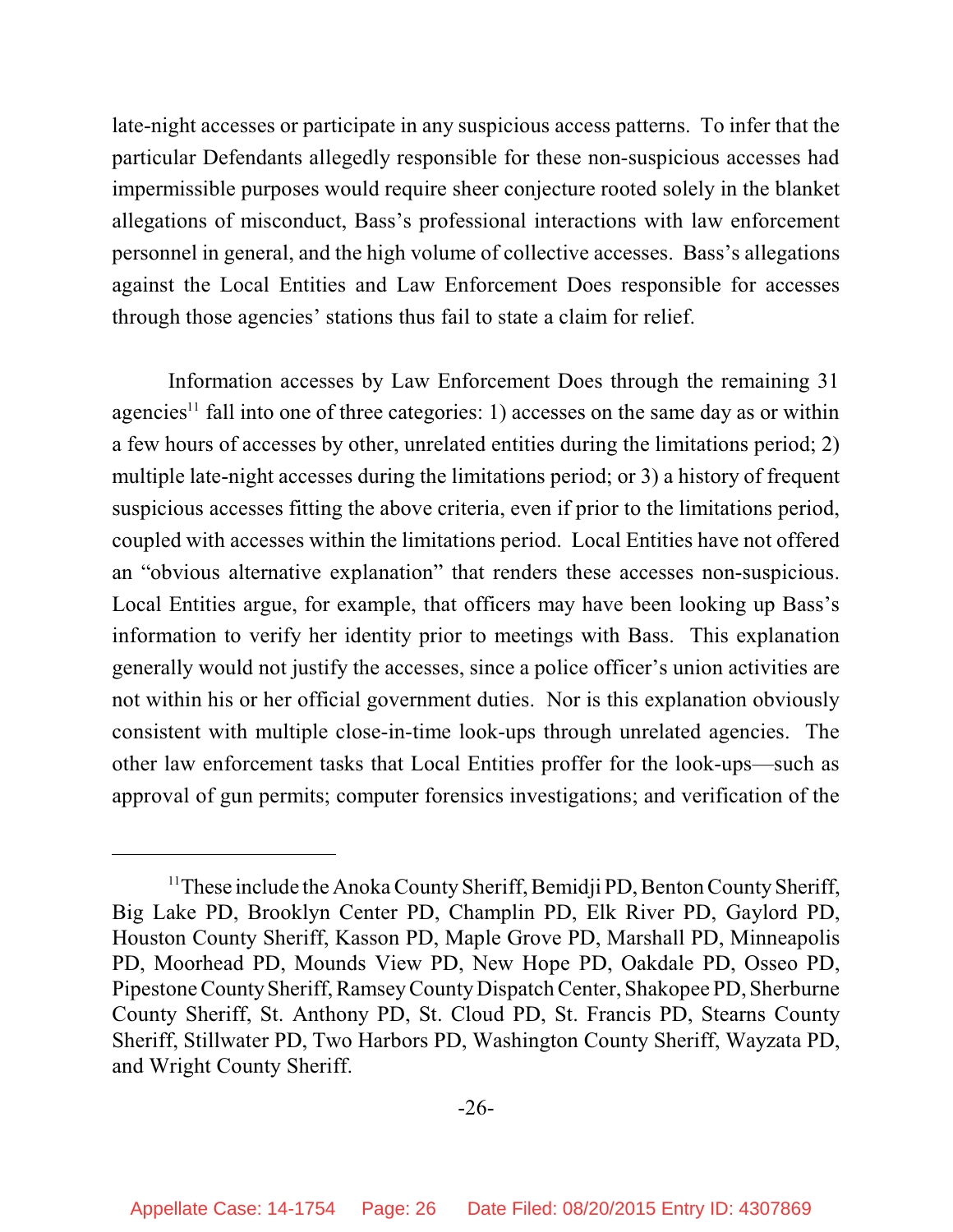late-night accesses or participate in any suspicious access patterns. To infer that the particular Defendants allegedly responsible for these non-suspicious accesses had impermissible purposes would require sheer conjecture rooted solely in the blanket allegations of misconduct, Bass's professional interactions with law enforcement personnel in general, and the high volume of collective accesses. Bass's allegations against the Local Entities and Law Enforcement Does responsible for accesses through those agencies' stations thus fail to state a claim for relief.

Information accesses by Law Enforcement Does through the remaining 31 agencies[11] fall into one of three categories: 1) accesses on the same day as or within a few hours of accesses by other, unrelated entities during the limitations period; 2) multiple late-night accesses during the limitations period; or 3) a history of frequent suspicious accesses fitting the above criteria, even if prior to the limitations period, coupled with accesses within the limitations period. Local Entities have not offered an "obvious alternative explanation" that renders these accesses non-suspicious. Local Entities argue, for example, that officers may have been looking up Bass's information to verify her identity prior to meetings with Bass. This explanation generally would not justify the accesses, since a police officer's union activities are not within his or her official government duties. Nor is this explanation obviously consistent with multiple close-in-time look-ups through unrelated agencies. The other law enforcement tasks that Local Entities proffer for the look-ups—such as approval of gun permits; computer forensics investigations; and verification of the

[11] These include the Anoka County Sheriff, Bemidji PD, Benton County Sheriff, Big Lake PD, Brooklyn Center PD, Champlin PD, Elk River PD, Gaylord PD, Houston County Sheriff, Kasson PD, Maple Grove PD, Marshall PD, Minneapolis PD, Moorhead PD, Mounds View PD, New Hope PD, Oakdale PD, Osseo PD, Pipestone County Sheriff, Ramsey County Dispatch Center, Shakopee PD, Sherburne County Sheriff, St. Anthony PD, St. Cloud PD, St. Francis PD, Stearns County Sheriff, Stillwater PD, Two Harbors PD, Washington County Sheriff, Wayzata PD, and Wright County Sheriff.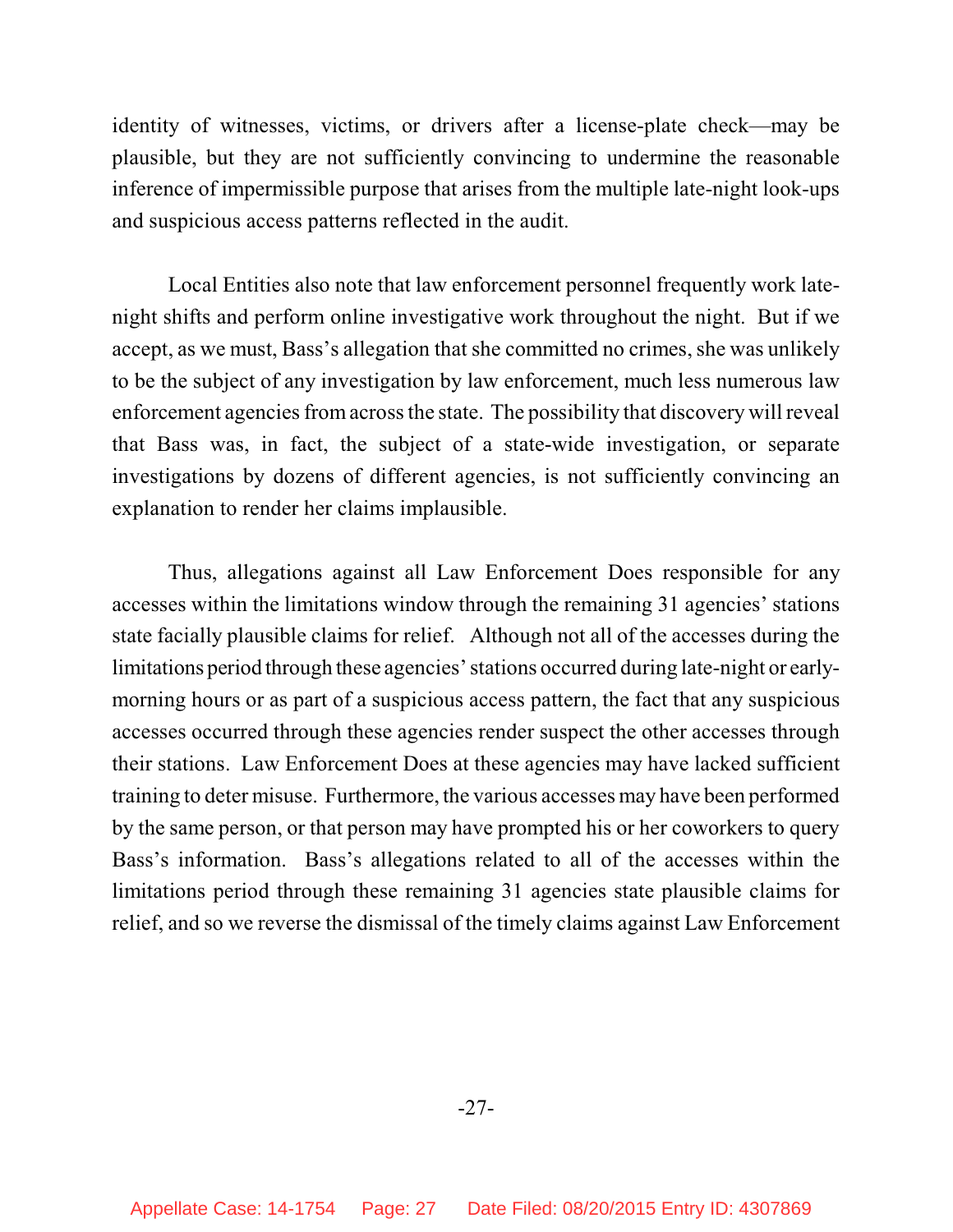identity of witnesses, victims, or drivers after a license-plate check—may be plausible, but they are not sufficiently convincing to undermine the reasonable inference of impermissible purpose that arises from the multiple late-night look-ups and suspicious access patterns reflected in the audit.

Local Entities also note that law enforcement personnel frequently work late-night shifts and perform online investigative work throughout the night. But if we accept, as we must, Bass's allegation that she committed no crimes, she was unlikely to be the subject of any investigation by law enforcement, much less numerous law enforcement agencies from across the state. The possibility that discovery will reveal that Bass was, in fact, the subject of a state-wide investigation, or separate investigations by dozens of different agencies, is not sufficiently convincing an explanation to render her claims implausible.

Thus, allegations against all Law Enforcement Does responsible for any accesses within the limitations window through the remaining 31 agencies' stations state facially plausible claims for relief. Although not all of the accesses during the limitations period through these agencies' stations occurred during late-night or early-morning hours or as part of a suspicious access pattern, the fact that any suspicious accesses occurred through these agencies render suspect the other accesses through their stations. Law Enforcement Does at these agencies may have lacked sufficient training to deter misuse. Furthermore, the various accesses may have been performed by the same person, or that person may have prompted his or her coworkers to query Bass's information. Bass's allegations related to all of the accesses within the limitations period through these remaining 31 agencies state plausible claims for relief, and so we reverse the dismissal of the timely claims against Law Enforcement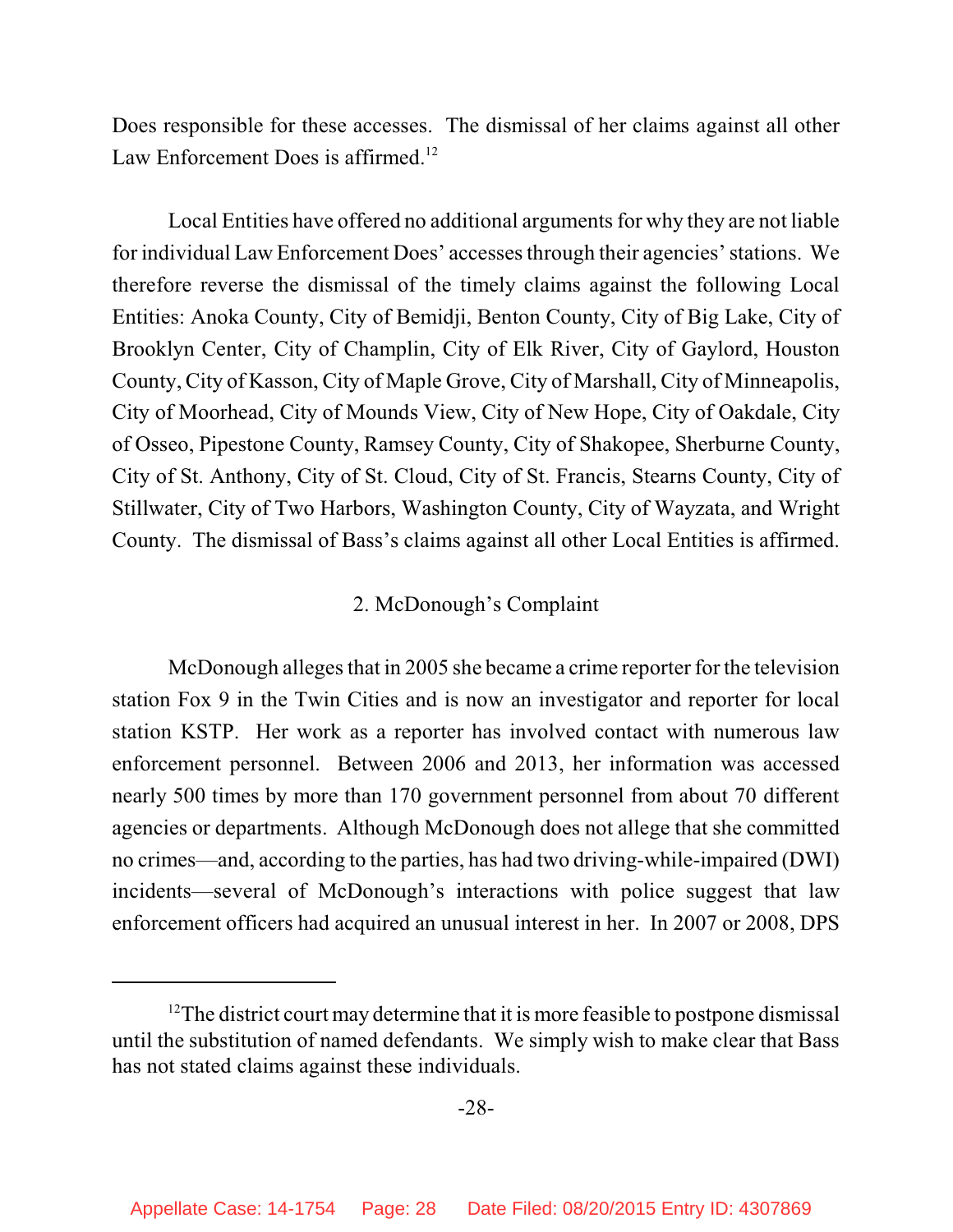Does responsible for these accesses. The dismissal of her claims against all other Law Enforcement Does is affirmed.[12]

Local Entities have offered no additional arguments for why they are not liable for individual Law Enforcement Does' accesses through their agencies' stations. We therefore reverse the dismissal of the timely claims against the following Local Entities: Anoka County, City of Bemidji, Benton County, City of Big Lake, City of Brooklyn Center, City of Champlin, City of Elk River, City of Gaylord, Houston County, City of Kasson, City of Maple Grove, City of Marshall, City of Minneapolis, City of Moorhead, City of Mounds View, City of New Hope, City of Oakdale, City of Osseo, Pipestone County, Ramsey County, City of Shakopee, Sherburne County, City of St. Anthony, City of St. Cloud, City of St. Francis, Stearns County, City of Stillwater, City of Two Harbors, Washington County, City of Wayzata, and Wright County. The dismissal of Bass's claims against all other Local Entities is affirmed.

2. McDonough's Complaint

McDonough alleges that in 2005 she became a crime reporter for the television station Fox 9 in the Twin Cities and is now an investigator and reporter for local station KSTP. Her work as a reporter has involved contact with numerous law enforcement personnel. Between 2006 and 2013, her information was accessed nearly 500 times by more than 170 government personnel from about 70 different agencies or departments. Although McDonough does not allege that she committed no crimes—and, according to the parties, has had two driving-while-impaired (DWI) incidents—several of McDonough's interactions with police suggest that law enforcement officers had acquired an unusual interest in her. In 2007 or 2008, DPS

---

[12] The district court may determine that it is more feasible to postpone dismissal until the substitution of named defendants. We simply wish to make clear that Bass has not stated claims against these individuals.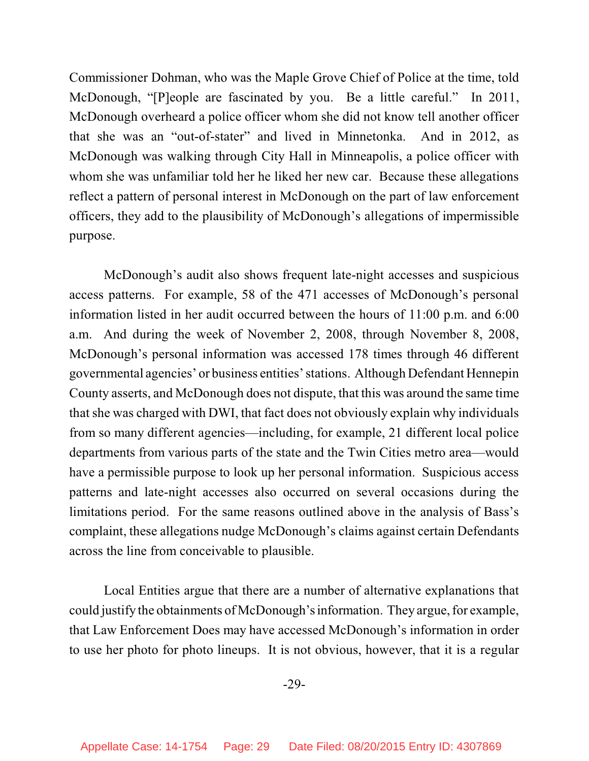Commissioner Dohman, who was the Maple Grove Chief of Police at the time, told McDonough, "[P]eople are fascinated by you. Be a little careful." In 2011, McDonough overheard a police officer whom she did not know tell another officer that she was an "out-of-stater" and lived in Minnetonka. And in 2012, as McDonough was walking through City Hall in Minneapolis, a police officer with whom she was unfamiliar told her he liked her new car. Because these allegations reflect a pattern of personal interest in McDonough on the part of law enforcement officers, they add to the plausibility of McDonough's allegations of impermissible purpose.

McDonough's audit also shows frequent late-night accesses and suspicious access patterns. For example, 58 of the 471 accesses of McDonough's personal information listed in her audit occurred between the hours of 11:00 p.m. and 6:00 a.m. And during the week of November 2, 2008, through November 8, 2008, McDonough's personal information was accessed 178 times through 46 different governmental agencies' or business entities' stations. Although Defendant Hennepin County asserts, and McDonough does not dispute, that this was around the same time that she was charged with DWI, that fact does not obviously explain why individuals from so many different agencies—including, for example, 21 different local police departments from various parts of the state and the Twin Cities metro area—would have a permissible purpose to look up her personal information. Suspicious access patterns and late-night accesses also occurred on several occasions during the limitations period. For the same reasons outlined above in the analysis of Bass's complaint, these allegations nudge McDonough's claims against certain Defendants across the line from conceivable to plausible.

Local Entities argue that there are a number of alternative explanations that could justify the obtainments of McDonough's information. They argue, for example, that Law Enforcement Does may have accessed McDonough's information in order to use her photo for photo lineups. It is not obvious, however, that it is a regular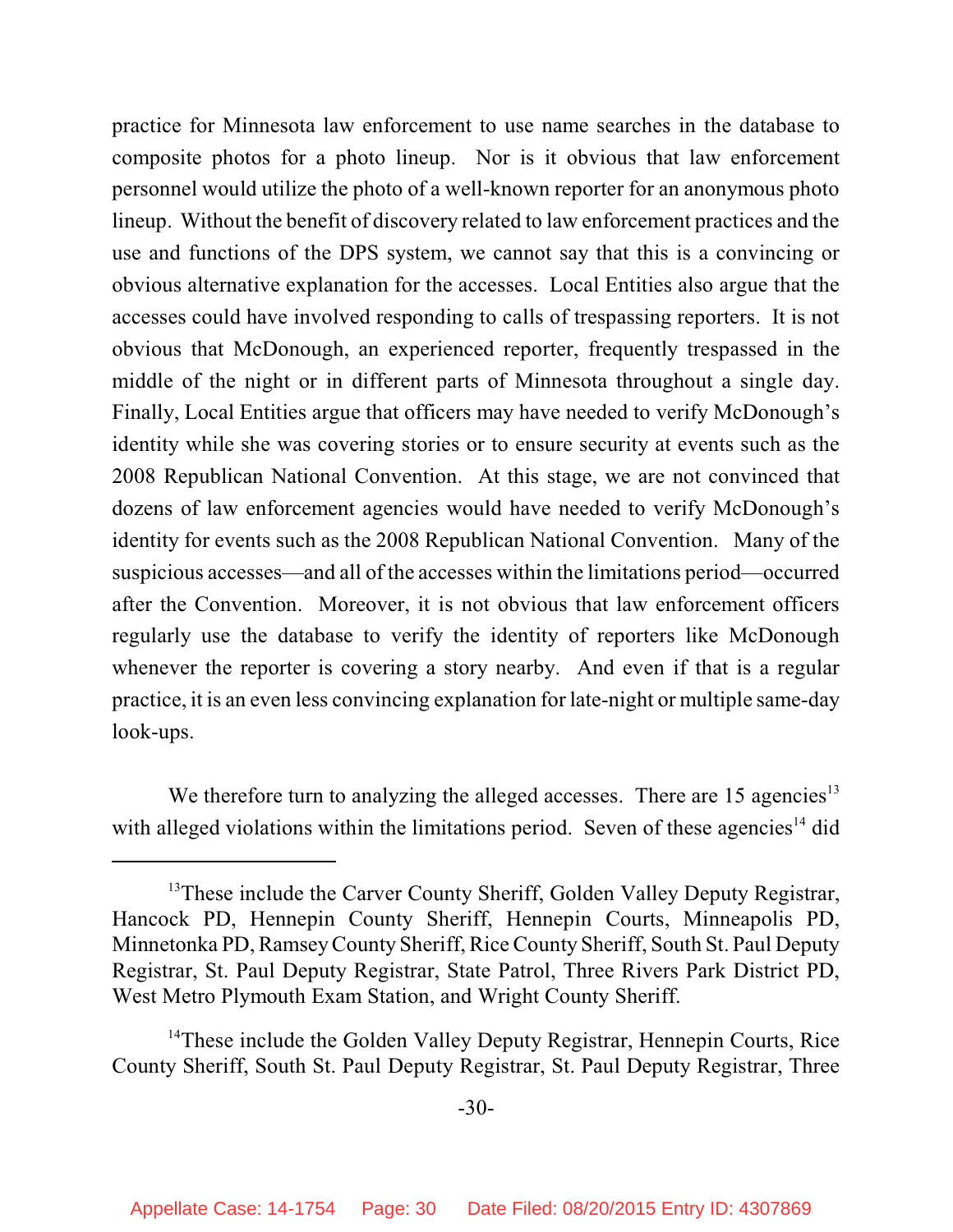practice for Minnesota law enforcement to use name searches in the database to composite photos for a photo lineup. Nor is it obvious that law enforcement personnel would utilize the photo of a well-known reporter for an anonymous photo lineup. Without the benefit of discovery related to law enforcement practices and the use and functions of the DPS system, we cannot say that this is a convincing or obvious alternative explanation for the accesses. Local Entities also argue that the accesses could have involved responding to calls of trespassing reporters. It is not obvious that McDonough, an experienced reporter, frequently trespassed in the middle of the night or in different parts of Minnesota throughout a single day. Finally, Local Entities argue that officers may have needed to verify McDonough's identity while she was covering stories or to ensure security at events such as the 2008 Republican National Convention. At this stage, we are not convinced that dozens of law enforcement agencies would have needed to verify McDonough's identity for events such as the 2008 Republican National Convention. Many of the suspicious accesses—and all of the accesses within the limitations period—occurred after the Convention. Moreover, it is not obvious that law enforcement officers regularly use the database to verify the identity of reporters like McDonough whenever the reporter is covering a story nearby. And even if that is a regular practice, it is an even less convincing explanation for late-night or multiple same-day look-ups.

We therefore turn to analyzing the alleged accesses. There are 15 agencies[13] with alleged violations within the limitations period. Seven of these agencies[14] did

---

[13]These include the Carver County Sheriff, Golden Valley Deputy Registrar, Hancock PD, Hennepin County Sheriff, Hennepin Courts, Minneapolis PD, Minnetonka PD, Ramsey County Sheriff, Rice County Sheriff, South St. Paul Deputy Registrar, St. Paul Deputy Registrar, State Patrol, Three Rivers Park District PD, West Metro Plymouth Exam Station, and Wright County Sheriff.

[14]These include the Golden Valley Deputy Registrar, Hennepin Courts, Rice County Sheriff, South St. Paul Deputy Registrar, St. Paul Deputy Registrar, Three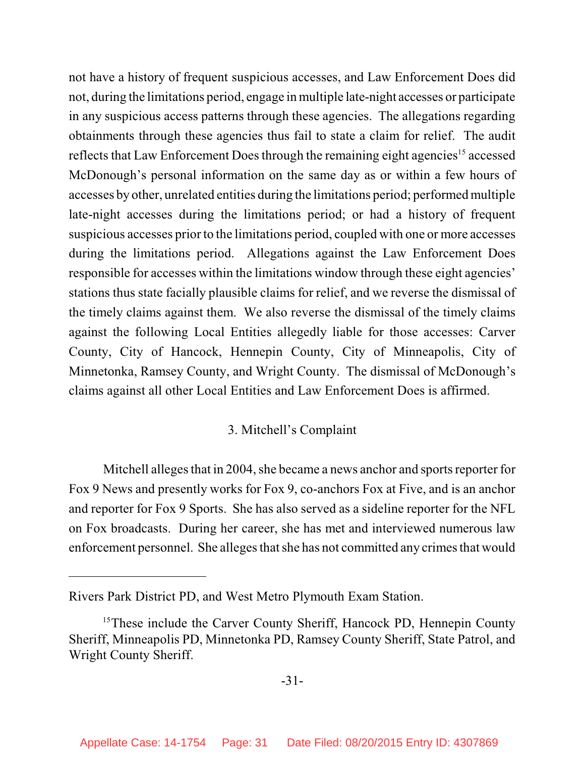not have a history of frequent suspicious accesses, and Law Enforcement Does did not, during the limitations period, engage in multiple late-night accesses or participate in any suspicious access patterns through these agencies. The allegations regarding obtainments through these agencies thus fail to state a claim for relief. The audit reflects that Law Enforcement Does through the remaining eight agencies[15] accessed McDonough's personal information on the same day as or within a few hours of accesses by other, unrelated entities during the limitations period; performed multiple late-night accesses during the limitations period; or had a history of frequent suspicious accesses prior to the limitations period, coupled with one or more accesses during the limitations period. Allegations against the Law Enforcement Does responsible for accesses within the limitations window through these eight agencies' stations thus state facially plausible claims for relief, and we reverse the dismissal of the timely claims against them. We also reverse the dismissal of the timely claims against the following Local Entities allegedly liable for those accesses: Carver County, City of Hancock, Hennepin County, City of Minneapolis, City of Minnetonka, Ramsey County, and Wright County. The dismissal of McDonough's claims against all other Local Entities and Law Enforcement Does is affirmed.

### 3. Mitchell's Complaint

Mitchell alleges that in 2004, she became a news anchor and sports reporter for Fox 9 News and presently works for Fox 9, co-anchors Fox at Five, and is an anchor and reporter for Fox 9 Sports. She has also served as a sideline reporter for the NFL on Fox broadcasts. During her career, she has met and interviewed numerous law enforcement personnel. She alleges that she has not committed any crimes that would

---

Rivers Park District PD, and West Metro Plymouth Exam Station.

[15] These include the Carver County Sheriff, Hancock PD, Hennepin County Sheriff, Minneapolis PD, Minnetonka PD, Ramsey County Sheriff, State Patrol, and Wright County Sheriff.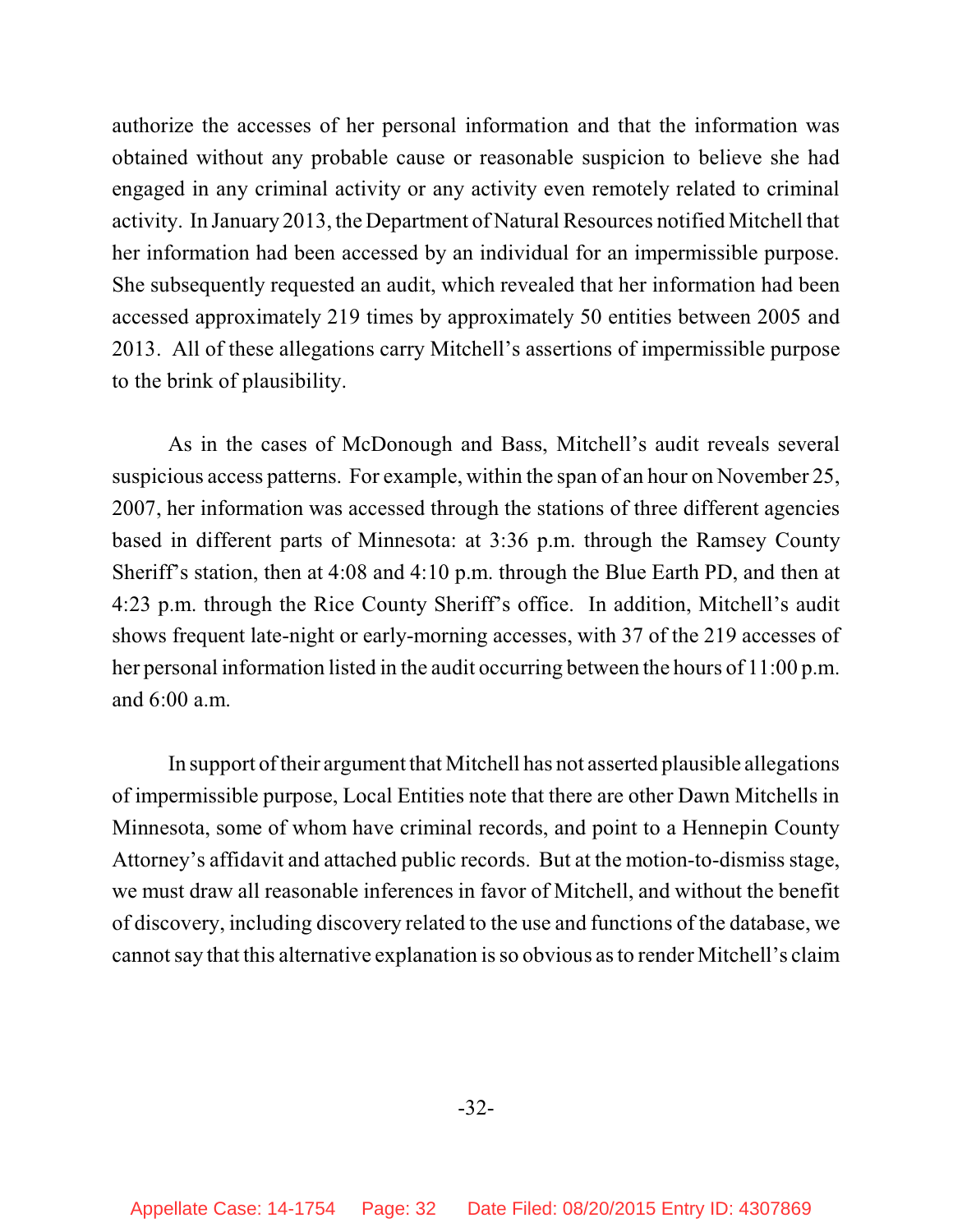authorize the accesses of her personal information and that the information was obtained without any probable cause or reasonable suspicion to believe she had engaged in any criminal activity or any activity even remotely related to criminal activity. In January 2013, the Department of Natural Resources notified Mitchell that her information had been accessed by an individual for an impermissible purpose. She subsequently requested an audit, which revealed that her information had been accessed approximately 219 times by approximately 50 entities between 2005 and 2013. All of these allegations carry Mitchell's assertions of impermissible purpose to the brink of plausibility.

As in the cases of McDonough and Bass, Mitchell's audit reveals several suspicious access patterns. For example, within the span of an hour on November 25, 2007, her information was accessed through the stations of three different agencies based in different parts of Minnesota: at 3:36 p.m. through the Ramsey County Sheriff's station, then at 4:08 and 4:10 p.m. through the Blue Earth PD, and then at 4:23 p.m. through the Rice County Sheriff's office. In addition, Mitchell's audit shows frequent late-night or early-morning accesses, with 37 of the 219 accesses of her personal information listed in the audit occurring between the hours of 11:00 p.m. and 6:00 a.m.

In support of their argument that Mitchell has not asserted plausible allegations of impermissible purpose, Local Entities note that there are other Dawn Mitchells in Minnesota, some of whom have criminal records, and point to a Hennepin County Attorney's affidavit and attached public records. But at the motion-to-dismiss stage, we must draw all reasonable inferences in favor of Mitchell, and without the benefit of discovery, including discovery related to the use and functions of the database, we cannot say that this alternative explanation is so obvious as to render Mitchell's claim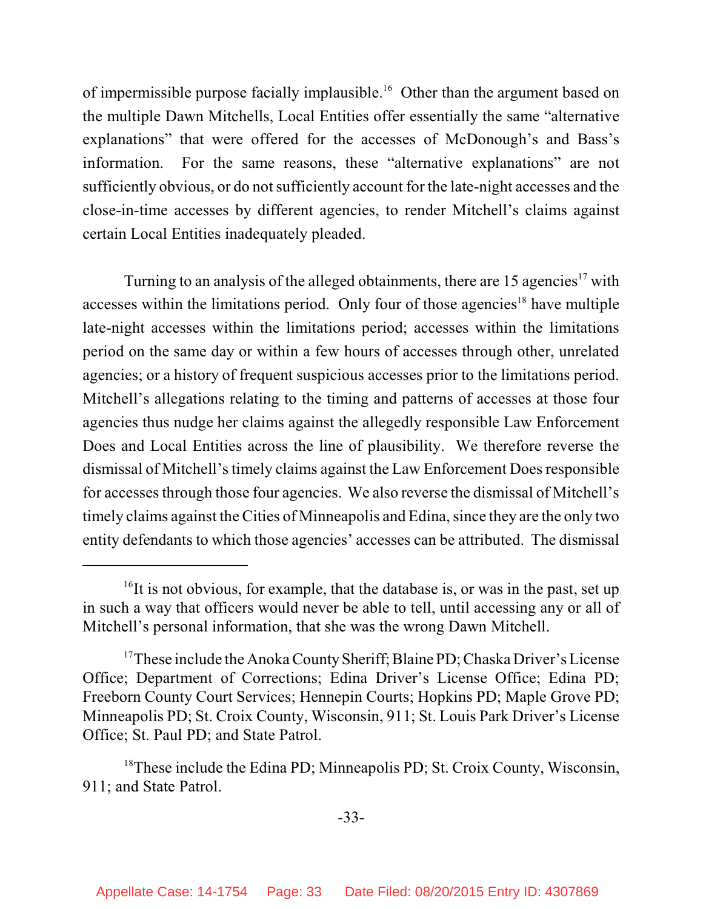of impermissible purpose facially implausible.[16] Other than the argument based on the multiple Dawn Mitchells, Local Entities offer essentially the same "alternative explanations" that were offered for the accesses of McDonough's and Bass's information. For the same reasons, these "alternative explanations" are not sufficiently obvious, or do not sufficiently account for the late-night accesses and the close-in-time accesses by different agencies, to render Mitchell's claims against certain Local Entities inadequately pleaded.

Turning to an analysis of the alleged obtainments, there are 15 agencies[17] with accesses within the limitations period. Only four of those agencies[18] have multiple late-night accesses within the limitations period; accesses within the limitations period on the same day or within a few hours of accesses through other, unrelated agencies; or a history of frequent suspicious accesses prior to the limitations period. Mitchell's allegations relating to the timing and patterns of accesses at those four agencies thus nudge her claims against the allegedly responsible Law Enforcement Does and Local Entities across the line of plausibility. We therefore reverse the dismissal of Mitchell's timely claims against the Law Enforcement Does responsible for accesses through those four agencies. We also reverse the dismissal of Mitchell's timely claims against the Cities of Minneapolis and Edina, since they are the only two entity defendants to which those agencies' accesses can be attributed. The dismissal

---

[16] It is not obvious, for example, that the database is, or was in the past, set up in such a way that officers would never be able to tell, until accessing any or all of Mitchell's personal information, that she was the wrong Dawn Mitchell.

[17] These include the Anoka County Sheriff; Blaine PD; Chaska Driver's License Office; Department of Corrections; Edina Driver's License Office; Edina PD; Freeborn County Court Services; Hennepin Courts; Hopkins PD; Maple Grove PD; Minneapolis PD; St. Croix County, Wisconsin, 911; St. Louis Park Driver's License Office; St. Paul PD; and State Patrol.

[18] These include the Edina PD; Minneapolis PD; St. Croix County, Wisconsin, 911; and State Patrol.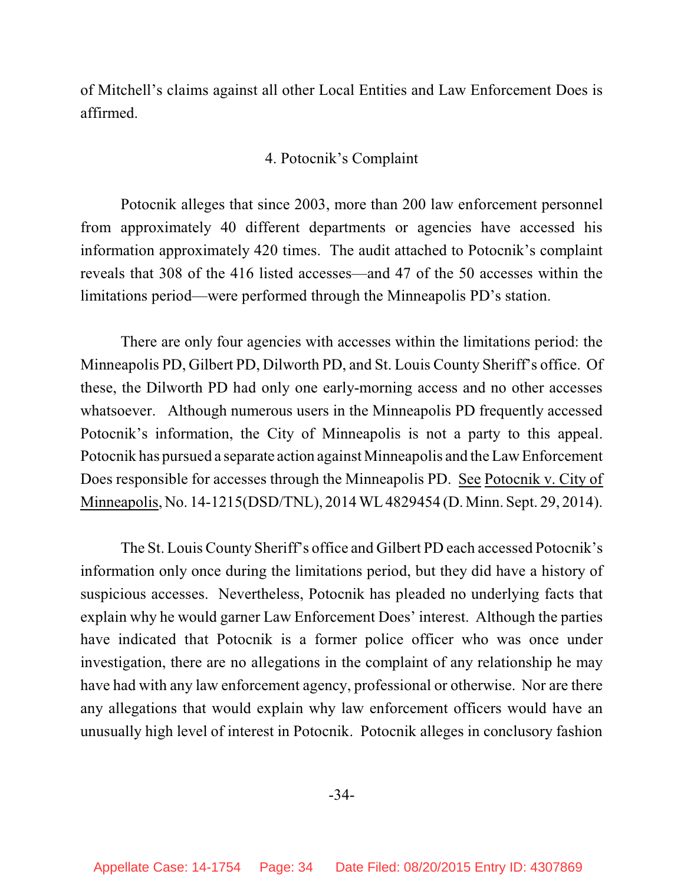of Mitchell's claims against all other Local Entities and Law Enforcement Does is affirmed.

### 4. Potocnik's Complaint

Potocnik alleges that since 2003, more than 200 law enforcement personnel from approximately 40 different departments or agencies have accessed his information approximately 420 times. The audit attached to Potocnik's complaint reveals that 308 of the 416 listed accesses—and 47 of the 50 accesses within the limitations period—were performed through the Minneapolis PD's station.

There are only four agencies with accesses within the limitations period: the Minneapolis PD, Gilbert PD, Dilworth PD, and St. Louis County Sheriff's office. Of these, the Dilworth PD had only one early-morning access and no other accesses whatsoever. Although numerous users in the Minneapolis PD frequently accessed Potocnik's information, the City of Minneapolis is not a party to this appeal. Potocnik has pursued a separate action against Minneapolis and the Law Enforcement Does responsible for accesses through the Minneapolis PD. See Potocnik v. City of Minneapolis, No. 14-1215(DSD/TNL), 2014 WL 4829454 (D. Minn. Sept. 29, 2014).

The St. Louis County Sheriff's office and Gilbert PD each accessed Potocnik's information only once during the limitations period, but they did have a history of suspicious accesses. Nevertheless, Potocnik has pleaded no underlying facts that explain why he would garner Law Enforcement Does' interest. Although the parties have indicated that Potocnik is a former police officer who was once under investigation, there are no allegations in the complaint of any relationship he may have had with any law enforcement agency, professional or otherwise. Nor are there any allegations that would explain why law enforcement officers would have an unusually high level of interest in Potocnik. Potocnik alleges in conclusory fashion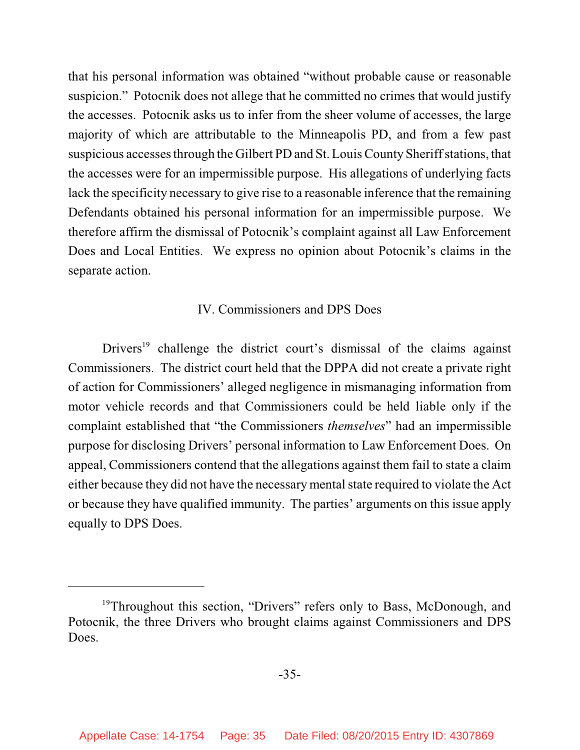that his personal information was obtained "without probable cause or reasonable suspicion." Potocnik does not allege that he committed no crimes that would justify the accesses. Potocnik asks us to infer from the sheer volume of accesses, the large majority of which are attributable to the Minneapolis PD, and from a few past suspicious accesses through the Gilbert PD and St. Louis County Sheriff stations, that the accesses were for an impermissible purpose. His allegations of underlying facts lack the specificity necessary to give rise to a reasonable inference that the remaining Defendants obtained his personal information for an impermissible purpose. We therefore affirm the dismissal of Potocnik's complaint against all Law Enforcement Does and Local Entities. We express no opinion about Potocnik's claims in the separate action.

## IV. Commissioners and DPS Does

Drivers[19] challenge the district court's dismissal of the claims against Commissioners. The district court held that the DPPA did not create a private right of action for Commissioners' alleged negligence in mismanaging information from motor vehicle records and that Commissioners could be held liable only if the complaint established that "the Commissioners *themselves*" had an impermissible purpose for disclosing Drivers' personal information to Law Enforcement Does. On appeal, Commissioners contend that the allegations against them fail to state a claim either because they did not have the necessary mental state required to violate the Act or because they have qualified immunity. The parties' arguments on this issue apply equally to DPS Does.

---

[19] Throughout this section, "Drivers" refers only to Bass, McDonough, and Potocnik, the three Drivers who brought claims against Commissioners and DPS Does.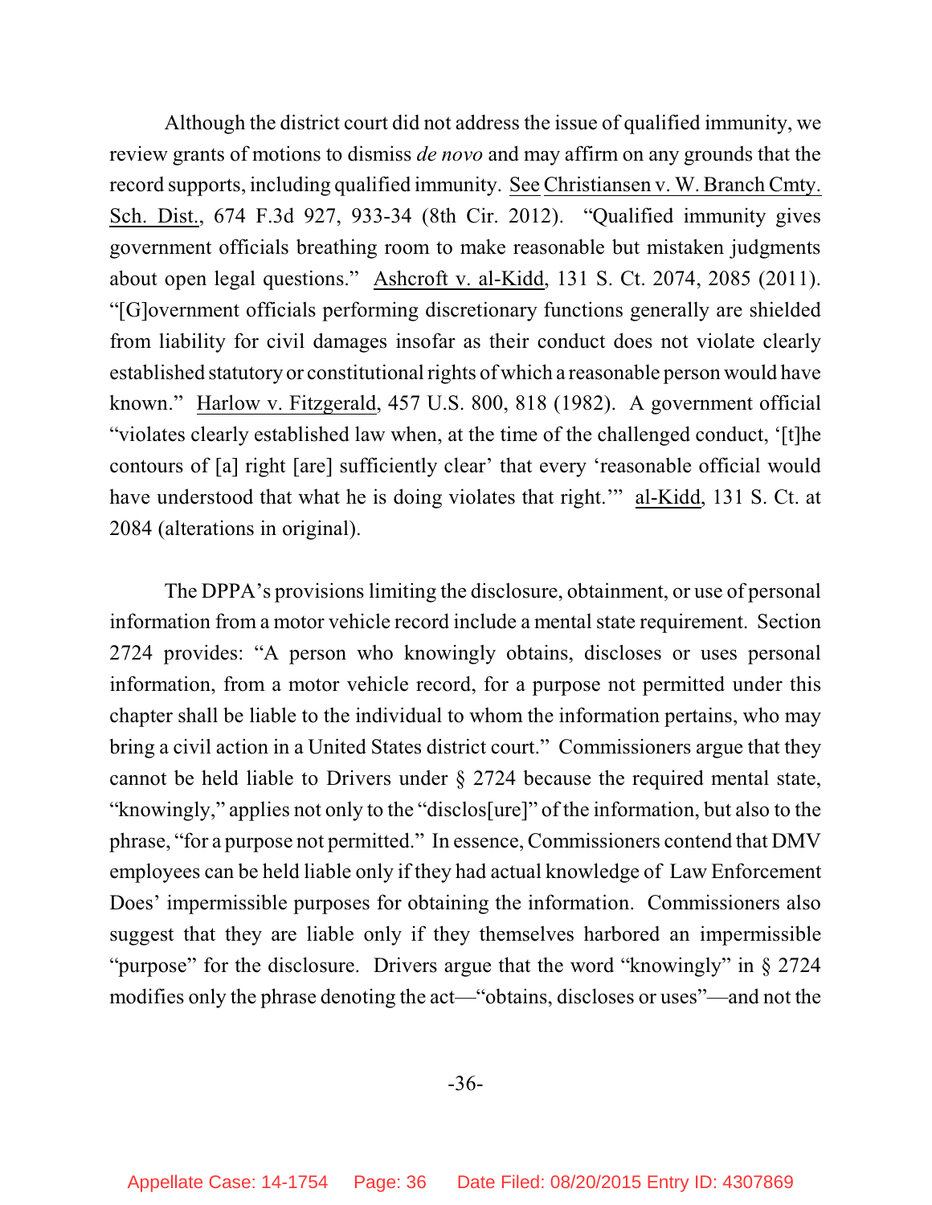Although the district court did not address the issue of qualified immunity, we review grants of motions to dismiss *de novo* and may affirm on any grounds that the record supports, including qualified immunity. See Christiansen v. W. Branch Cmty. Sch. Dist., 674 F.3d 927, 933-34 (8th Cir. 2012). "Qualified immunity gives government officials breathing room to make reasonable but mistaken judgments about open legal questions." Ashcroft v. al-Kidd, 131 S. Ct. 2074, 2085 (2011). "[G]overnment officials performing discretionary functions generally are shielded from liability for civil damages insofar as their conduct does not violate clearly established statutory or constitutional rights of which a reasonable person would have known." Harlow v. Fitzgerald, 457 U.S. 800, 818 (1982). A government official "violates clearly established law when, at the time of the challenged conduct, '[t]he contours of [a] right [are] sufficiently clear' that every 'reasonable official would have understood that what he is doing violates that right.'" al-Kidd, 131 S. Ct. at 2084 (alterations in original).

The DPPA's provisions limiting the disclosure, obtainment, or use of personal information from a motor vehicle record include a mental state requirement. Section 2724 provides: "A person who knowingly obtains, discloses or uses personal information, from a motor vehicle record, for a purpose not permitted under this chapter shall be liable to the individual to whom the information pertains, who may bring a civil action in a United States district court." Commissioners argue that they cannot be held liable to Drivers under § 2724 because the required mental state, "knowingly," applies not only to the "disclos[ure]" of the information, but also to the phrase, "for a purpose not permitted." In essence, Commissioners contend that DMV employees can be held liable only if they had actual knowledge of Law Enforcement Does' impermissible purposes for obtaining the information. Commissioners also suggest that they are liable only if they themselves harbored an impermissible "purpose" for the disclosure. Drivers argue that the word "knowingly" in § 2724 modifies only the phrase denoting the act—"obtains, discloses or uses"—and not the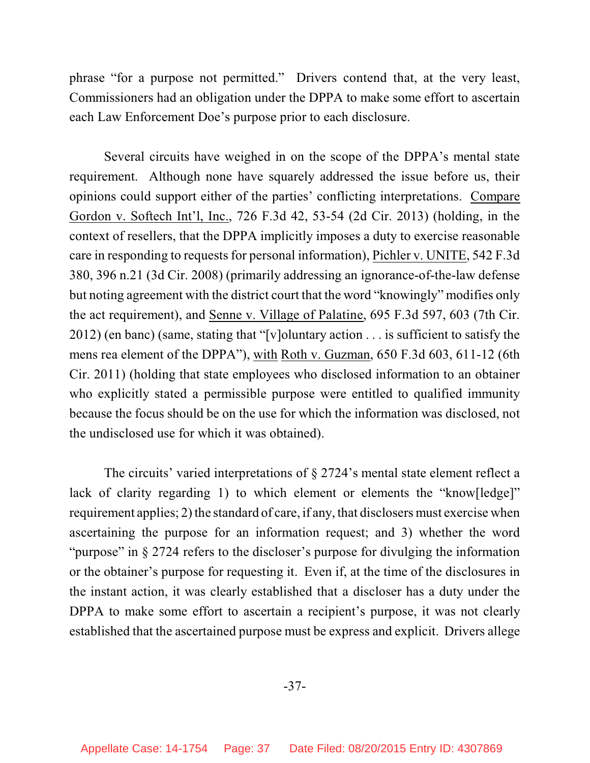phrase "for a purpose not permitted." Drivers contend that, at the very least, Commissioners had an obligation under the DPPA to make some effort to ascertain each Law Enforcement Doe's purpose prior to each disclosure.

Several circuits have weighed in on the scope of the DPPA's mental state requirement. Although none have squarely addressed the issue before us, their opinions could support either of the parties' conflicting interpretations. Compare Gordon v. Softech Int'l, Inc., 726 F.3d 42, 53-54 (2d Cir. 2013) (holding, in the context of resellers, that the DPPA implicitly imposes a duty to exercise reasonable care in responding to requests for personal information), Pichler v. UNITE, 542 F.3d 380, 396 n.21 (3d Cir. 2008) (primarily addressing an ignorance-of-the-law defense but noting agreement with the district court that the word "knowingly" modifies only the act requirement), and Senne v. Village of Palatine, 695 F.3d 597, 603 (7th Cir. 2012) (en banc) (same, stating that "[v]oluntary action . . . is sufficient to satisfy the mens rea element of the DPPA"), with Roth v. Guzman, 650 F.3d 603, 611-12 (6th Cir. 2011) (holding that state employees who disclosed information to an obtainer who explicitly stated a permissible purpose were entitled to qualified immunity because the focus should be on the use for which the information was disclosed, not the undisclosed use for which it was obtained).

The circuits' varied interpretations of § 2724's mental state element reflect a lack of clarity regarding 1) to which element or elements the "know[ledge]" requirement applies; 2) the standard of care, if any, that disclosers must exercise when ascertaining the purpose for an information request; and 3) whether the word "purpose" in § 2724 refers to the discloser's purpose for divulging the information or the obtainer's purpose for requesting it. Even if, at the time of the disclosures in the instant action, it was clearly established that a discloser has a duty under the DPPA to make some effort to ascertain a recipient's purpose, it was not clearly established that the ascertained purpose must be express and explicit. Drivers allege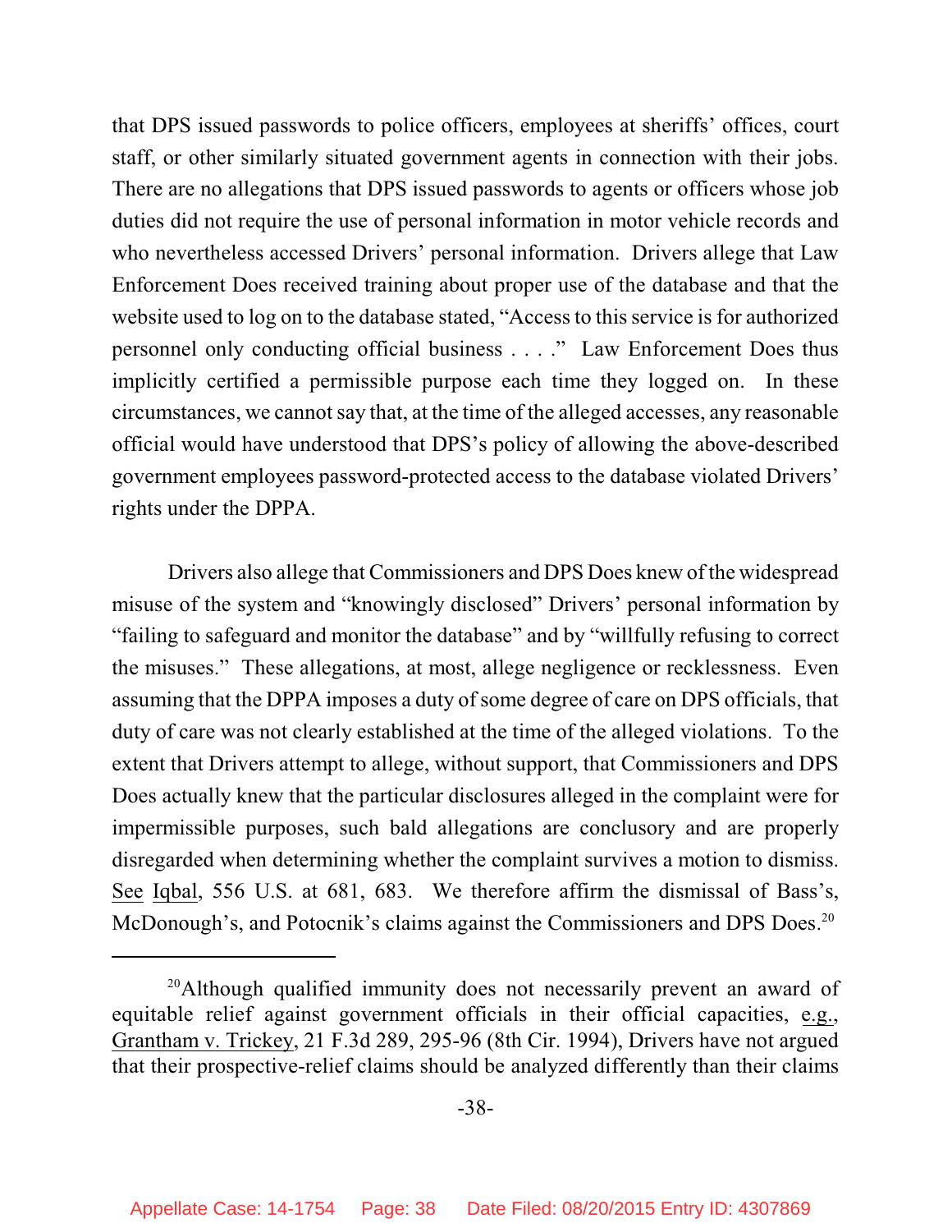that DPS issued passwords to police officers, employees at sheriffs' offices, court staff, or other similarly situated government agents in connection with their jobs. There are no allegations that DPS issued passwords to agents or officers whose job duties did not require the use of personal information in motor vehicle records and who nevertheless accessed Drivers' personal information. Drivers allege that Law Enforcement Does received training about proper use of the database and that the website used to log on to the database stated, "Access to this service is for authorized personnel only conducting official business . . . ." Law Enforcement Does thus implicitly certified a permissible purpose each time they logged on. In these circumstances, we cannot say that, at the time of the alleged accesses, any reasonable official would have understood that DPS's policy of allowing the above-described government employees password-protected access to the database violated Drivers' rights under the DPPA.

Drivers also allege that Commissioners and DPS Does knew of the widespread misuse of the system and "knowingly disclosed" Drivers' personal information by "failing to safeguard and monitor the database" and by "willfully refusing to correct the misuses." These allegations, at most, allege negligence or recklessness. Even assuming that the DPPA imposes a duty of some degree of care on DPS officials, that duty of care was not clearly established at the time of the alleged violations. To the extent that Drivers attempt to allege, without support, that Commissioners and DPS Does actually knew that the particular disclosures alleged in the complaint were for impermissible purposes, such bald allegations are conclusory and are properly disregarded when determining whether the complaint survives a motion to dismiss. See Iqbal, 556 U.S. at 681, 683. We therefore affirm the dismissal of Bass's, McDonough's, and Potocnik's claims against the Commissioners and DPS Does.[20]

---

[20] Although qualified immunity does not necessarily prevent an award of equitable relief against government officials in their official capacities, e.g., Grantham v. Trickey, 21 F.3d 289, 295-96 (8th Cir. 1994), Drivers have not argued that their prospective-relief claims should be analyzed differently than their claims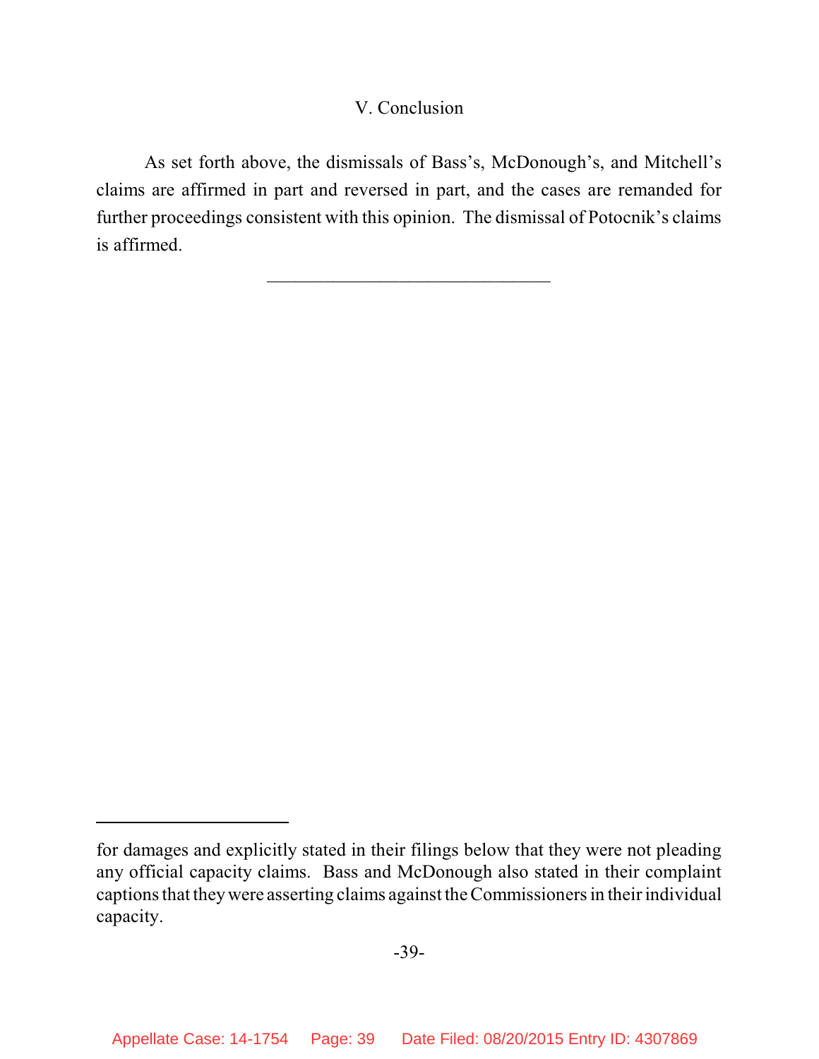## V. Conclusion

As set forth above, the dismissals of Bass's, McDonough's, and Mitchell's claims are affirmed in part and reversed in part, and the cases are remanded for further proceedings consistent with this opinion. The dismissal of Potocnik's claims is affirmed.

______________________________

---

for damages and explicitly stated in their filings below that they were not pleading any official capacity claims. Bass and McDonough also stated in their complaint captions that they were asserting claims against the Commissioners in their individual capacity.